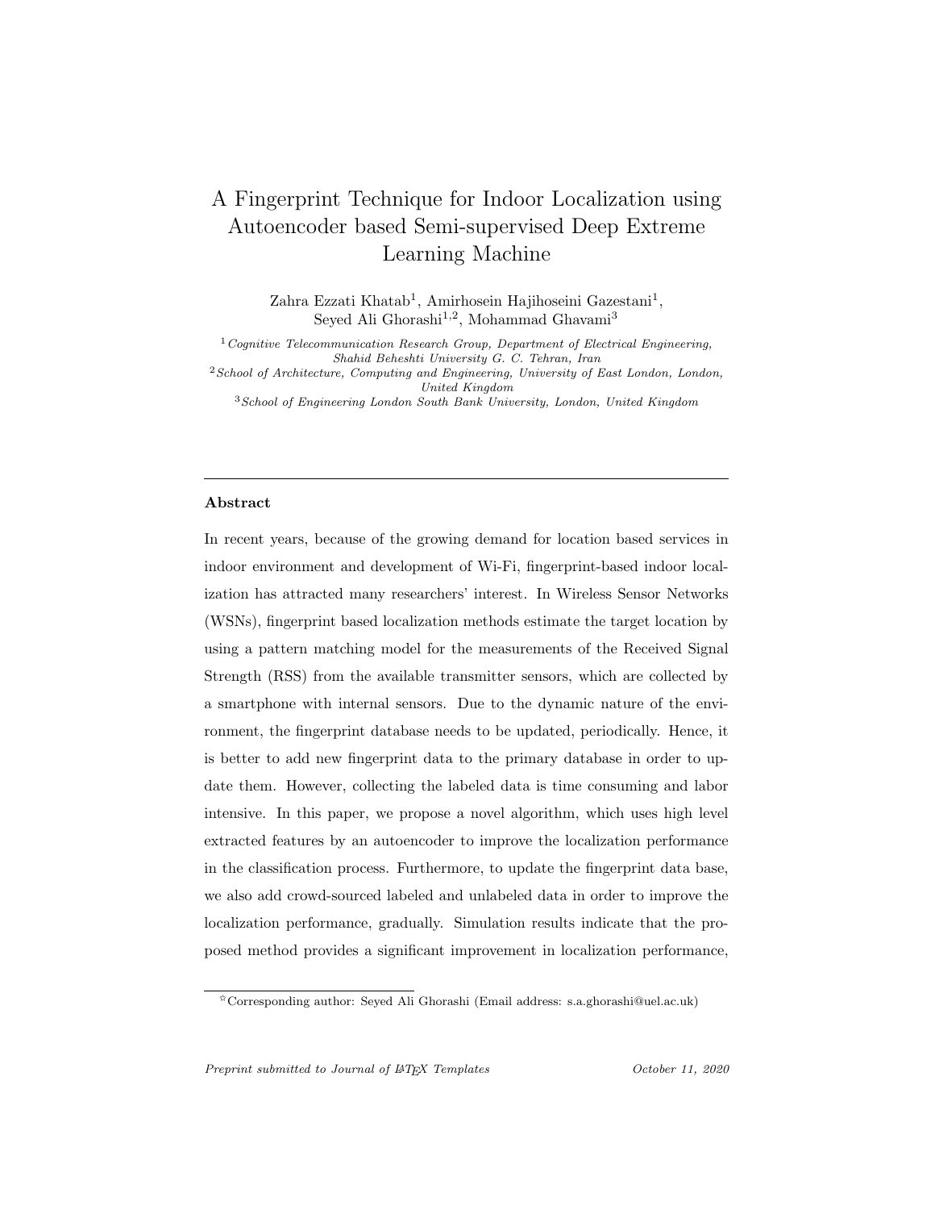# A Fingerprint Technique for Indoor Localization using Autoencoder based Semi-supervised Deep Extreme Learning Machine

Zahra Ezzati Khatab[1], Amirhosein Hajihoseini Gazestani[1], Seyed Ali Ghorashi[1,2], Mohammad Ghavami[3]

[1] *Cognitive Telecommunication Research Group, Department of Electrical Engineering, Shahid Beheshti University G. C. Tehran, Iran*
[2] *School of Architecture, Computing and Engineering, University of East London, London, United Kingdom*
[3] *School of Engineering London South Bank University, London, United Kingdom*

---

## Abstract

In recent years, because of the growing demand for location based services in indoor environment and development of Wi-Fi, fingerprint-based indoor localization has attracted many researchers' interest. In Wireless Sensor Networks (WSNs), fingerprint based localization methods estimate the target location by using a pattern matching model for the measurements of the Received Signal Strength (RSS) from the available transmitter sensors, which are collected by a smartphone with internal sensors. Due to the dynamic nature of the environment, the fingerprint database needs to be updated, periodically. Hence, it is better to add new fingerprint data to the primary database in order to update them. However, collecting the labeled data is time consuming and labor intensive. In this paper, we propose a novel algorithm, which uses high level extracted features by an autoencoder to improve the localization performance in the classification process. Furthermore, to update the fingerprint data base, we also add crowd-sourced labeled and unlabeled data in order to improve the localization performance, gradually. Simulation results indicate that the proposed method provides a significant improvement in localization performance,

☆Corresponding author: Seyed Ali Ghorashi (Email address: s.a.ghorashi@uel.ac.uk)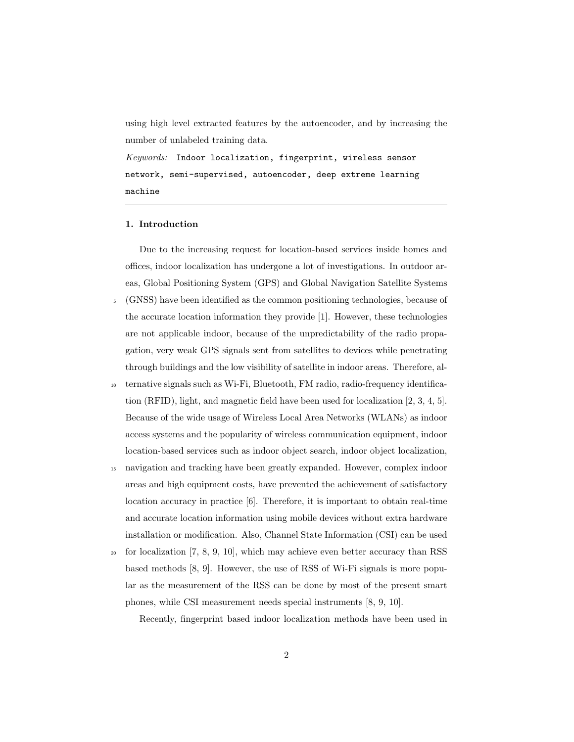using high level extracted features by the autoencoder, and by increasing the number of unlabeled training data.

*Keywords:* `Indoor localization, fingerprint, wireless sensor network, semi-supervised, autoencoder, deep extreme learning machine`

## 1. Introduction

Due to the increasing request for location-based services inside homes and offices, indoor localization has undergone a lot of investigations. In outdoor areas, Global Positioning System (GPS) and Global Navigation Satellite Systems (GNSS) have been identified as the common positioning technologies, because of the accurate location information they provide [1]. However, these technologies are not applicable indoor, because of the unpredictability of the radio propagation, very weak GPS signals sent from satellites to devices while penetrating through buildings and the low visibility of satellite in indoor areas. Therefore, alternative signals such as Wi-Fi, Bluetooth, FM radio, radio-frequency identification (RFID), light, and magnetic field have been used for localization [2, 3, 4, 5]. Because of the wide usage of Wireless Local Area Networks (WLANs) as indoor access systems and the popularity of wireless communication equipment, indoor location-based services such as indoor object search, indoor object localization, navigation and tracking have been greatly expanded. However, complex indoor areas and high equipment costs, have prevented the achievement of satisfactory location accuracy in practice [6]. Therefore, it is important to obtain real-time and accurate location information using mobile devices without extra hardware installation or modification. Also, Channel State Information (CSI) can be used for localization [7, 8, 9, 10], which may achieve even better accuracy than RSS based methods [8, 9]. However, the use of RSS of Wi-Fi signals is more popular as the measurement of the RSS can be done by most of the present smart phones, while CSI measurement needs special instruments [8, 9, 10].

Recently, fingerprint based indoor localization methods have been used in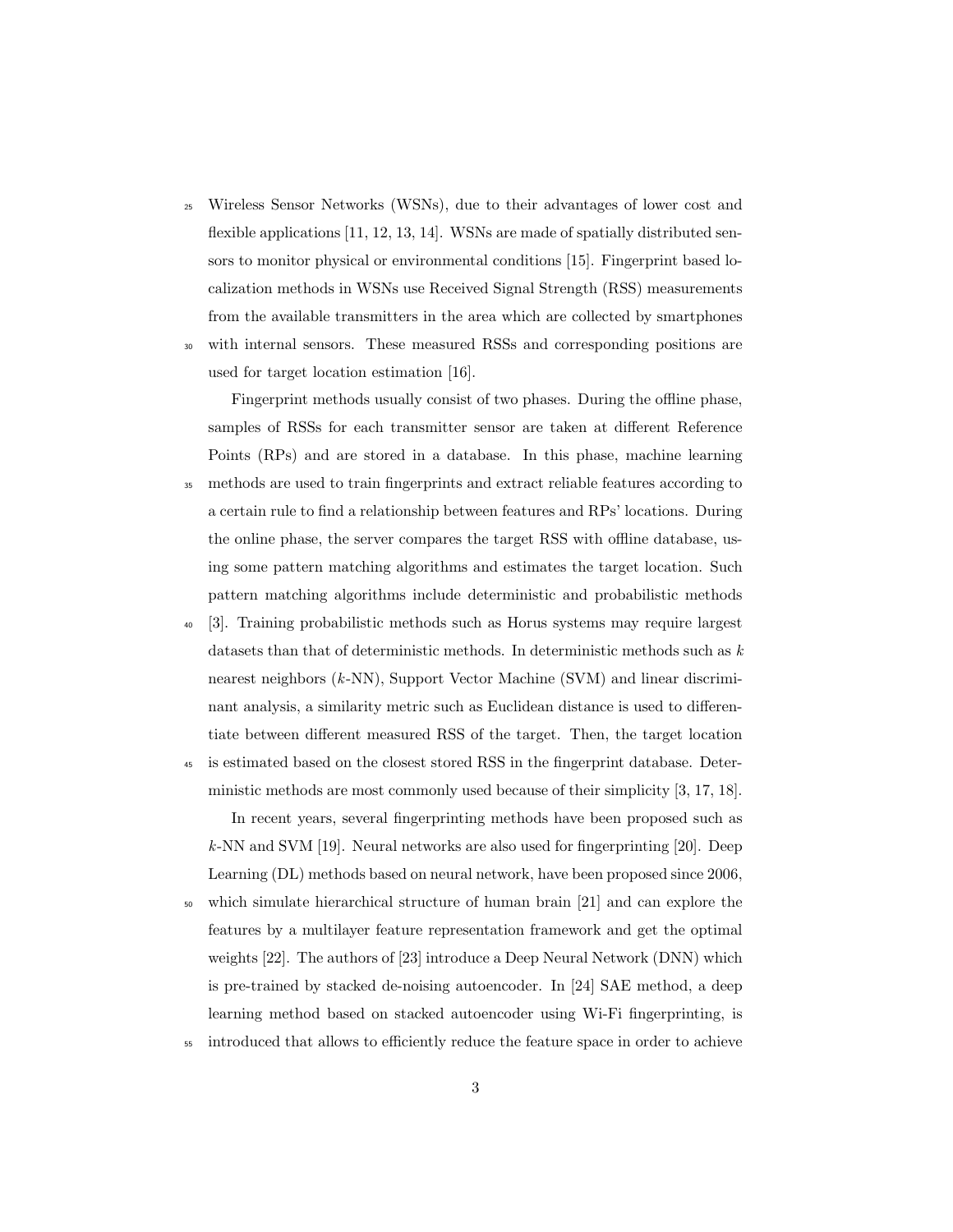Wireless Sensor Networks (WSNs), due to their advantages of lower cost and flexible applications [11, 12, 13, 14]. WSNs are made of spatially distributed sensors to monitor physical or environmental conditions [15]. Fingerprint based localization methods in WSNs use Received Signal Strength (RSS) measurements from the available transmitters in the area which are collected by smartphones with internal sensors. These measured RSSs and corresponding positions are used for target location estimation [16].

Fingerprint methods usually consist of two phases. During the offline phase, samples of RSSs for each transmitter sensor are taken at different Reference Points (RPs) and are stored in a database. In this phase, machine learning methods are used to train fingerprints and extract reliable features according to a certain rule to find a relationship between features and RPs' locations. During the online phase, the server compares the target RSS with offline database, using some pattern matching algorithms and estimates the target location. Such pattern matching algorithms include deterministic and probabilistic methods [3]. Training probabilistic methods such as Horus systems may require largest datasets than that of deterministic methods. In deterministic methods such as $k$ nearest neighbors ($k$-NN), Support Vector Machine (SVM) and linear discriminant analysis, a similarity metric such as Euclidean distance is used to differentiate between different measured RSS of the target. Then, the target location is estimated based on the closest stored RSS in the fingerprint database. Deterministic methods are most commonly used because of their simplicity [3, 17, 18].

In recent years, several fingerprinting methods have been proposed such as $k$-NN and SVM [19]. Neural networks are also used for fingerprinting [20]. Deep Learning (DL) methods based on neural network, have been proposed since 2006, which simulate hierarchical structure of human brain [21] and can explore the features by a multilayer feature representation framework and get the optimal weights [22]. The authors of [23] introduce a Deep Neural Network (DNN) which is pre-trained by stacked de-noising autoencoder. In [24] SAE method, a deep learning method based on stacked autoencoder using Wi-Fi fingerprinting, is introduced that allows to efficiently reduce the feature space in order to achieve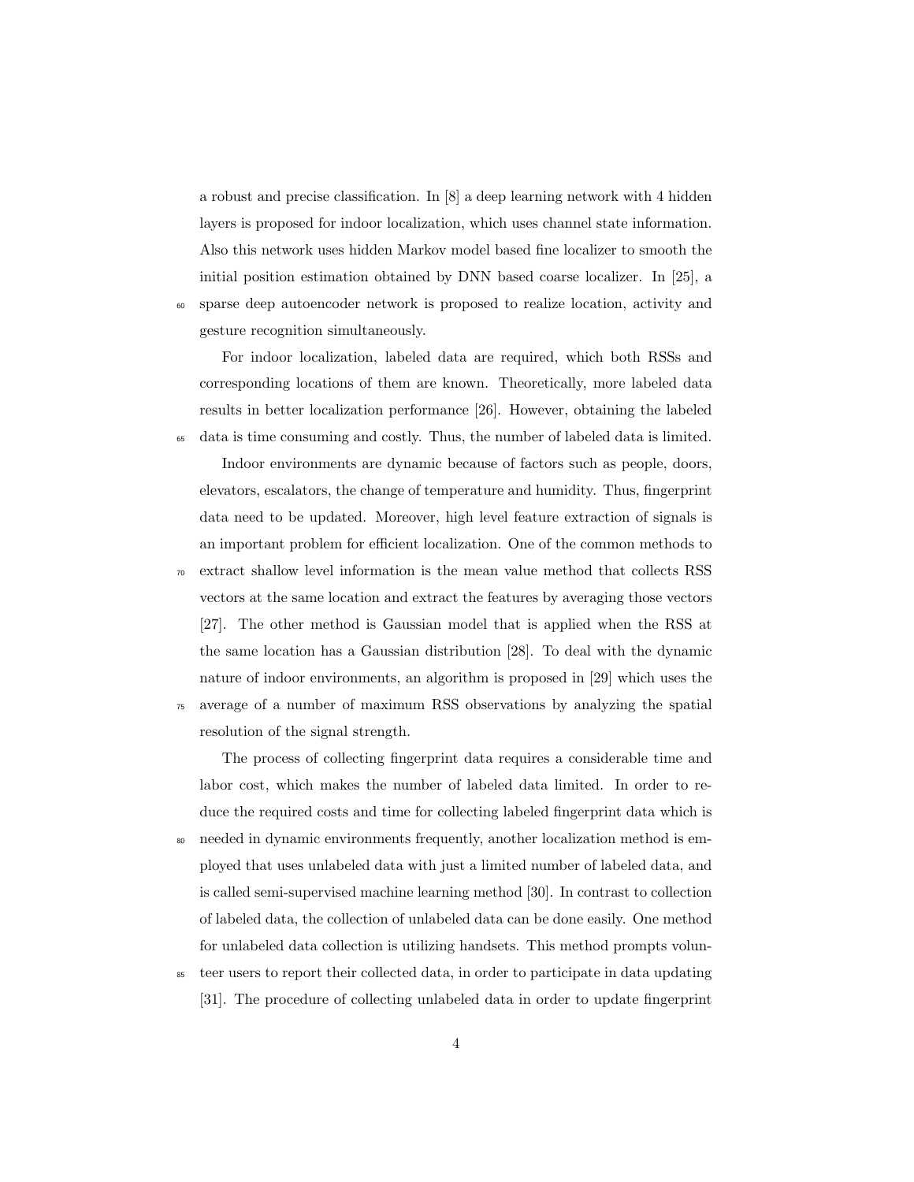a robust and precise classification. In [8] a deep learning network with 4 hidden layers is proposed for indoor localization, which uses channel state information. Also this network uses hidden Markov model based fine localizer to smooth the initial position estimation obtained by DNN based coarse localizer. In [25], a sparse deep autoencoder network is proposed to realize location, activity and gesture recognition simultaneously.

For indoor localization, labeled data are required, which both RSSs and corresponding locations of them are known. Theoretically, more labeled data results in better localization performance [26]. However, obtaining the labeled data is time consuming and costly. Thus, the number of labeled data is limited.

Indoor environments are dynamic because of factors such as people, doors, elevators, escalators, the change of temperature and humidity. Thus, fingerprint data need to be updated. Moreover, high level feature extraction of signals is an important problem for efficient localization. One of the common methods to extract shallow level information is the mean value method that collects RSS vectors at the same location and extract the features by averaging those vectors [27]. The other method is Gaussian model that is applied when the RSS at the same location has a Gaussian distribution [28]. To deal with the dynamic nature of indoor environments, an algorithm is proposed in [29] which uses the average of a number of maximum RSS observations by analyzing the spatial resolution of the signal strength.

The process of collecting fingerprint data requires a considerable time and labor cost, which makes the number of labeled data limited. In order to reduce the required costs and time for collecting labeled fingerprint data which is needed in dynamic environments frequently, another localization method is employed that uses unlabeled data with just a limited number of labeled data, and is called semi-supervised machine learning method [30]. In contrast to collection of labeled data, the collection of unlabeled data can be done easily. One method for unlabeled data collection is utilizing handsets. This method prompts volunteer users to report their collected data, in order to participate in data updating [31]. The procedure of collecting unlabeled data in order to update fingerprint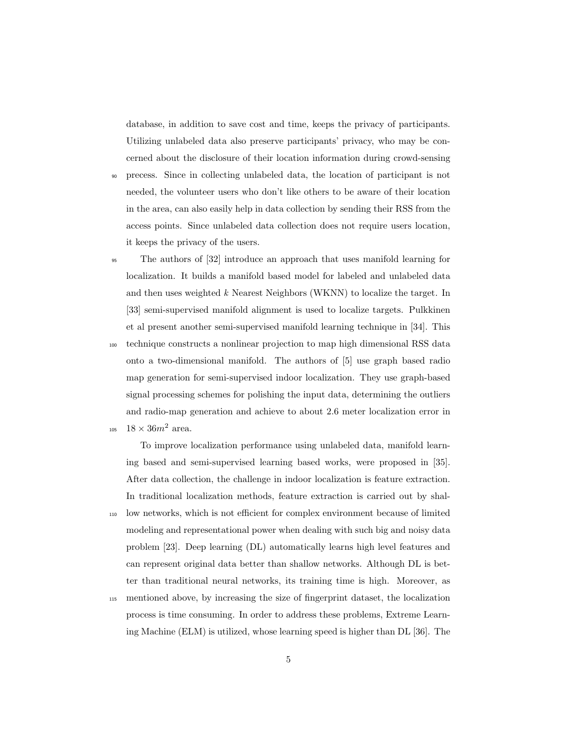database, in addition to save cost and time, keeps the privacy of participants. Utilizing unlabeled data also preserve participants' privacy, who may be concerned about the disclosure of their location information during crowd-sensing precess. Since in collecting unlabeled data, the location of participant is not needed, the volunteer users who don't like others to be aware of their location in the area, can also easily help in data collection by sending their RSS from the access points. Since unlabeled data collection does not require users location, it keeps the privacy of the users.

The authors of [32] introduce an approach that uses manifold learning for localization. It builds a manifold based model for labeled and unlabeled data and then uses weighted $k$ Nearest Neighbors (WKNN) to localize the target. In [33] semi-supervised manifold alignment is used to localize targets. Pulkkinen et al present another semi-supervised manifold learning technique in [34]. This technique constructs a nonlinear projection to map high dimensional RSS data onto a two-dimensional manifold. The authors of [5] use graph based radio map generation for semi-supervised indoor localization. They use graph-based signal processing schemes for polishing the input data, determining the outliers and radio-map generation and achieve to about 2.6 meter localization error in $18 \times 36m^2$ area.

To improve localization performance using unlabeled data, manifold learning based and semi-supervised learning based works, were proposed in [35]. After data collection, the challenge in indoor localization is feature extraction. In traditional localization methods, feature extraction is carried out by shallow networks, which is not efficient for complex environment because of limited modeling and representational power when dealing with such big and noisy data problem [23]. Deep learning (DL) automatically learns high level features and can represent original data better than shallow networks. Although DL is better than traditional neural networks, its training time is high. Moreover, as mentioned above, by increasing the size of fingerprint dataset, the localization process is time consuming. In order to address these problems, Extreme Learning Machine (ELM) is utilized, whose learning speed is higher than DL [36]. The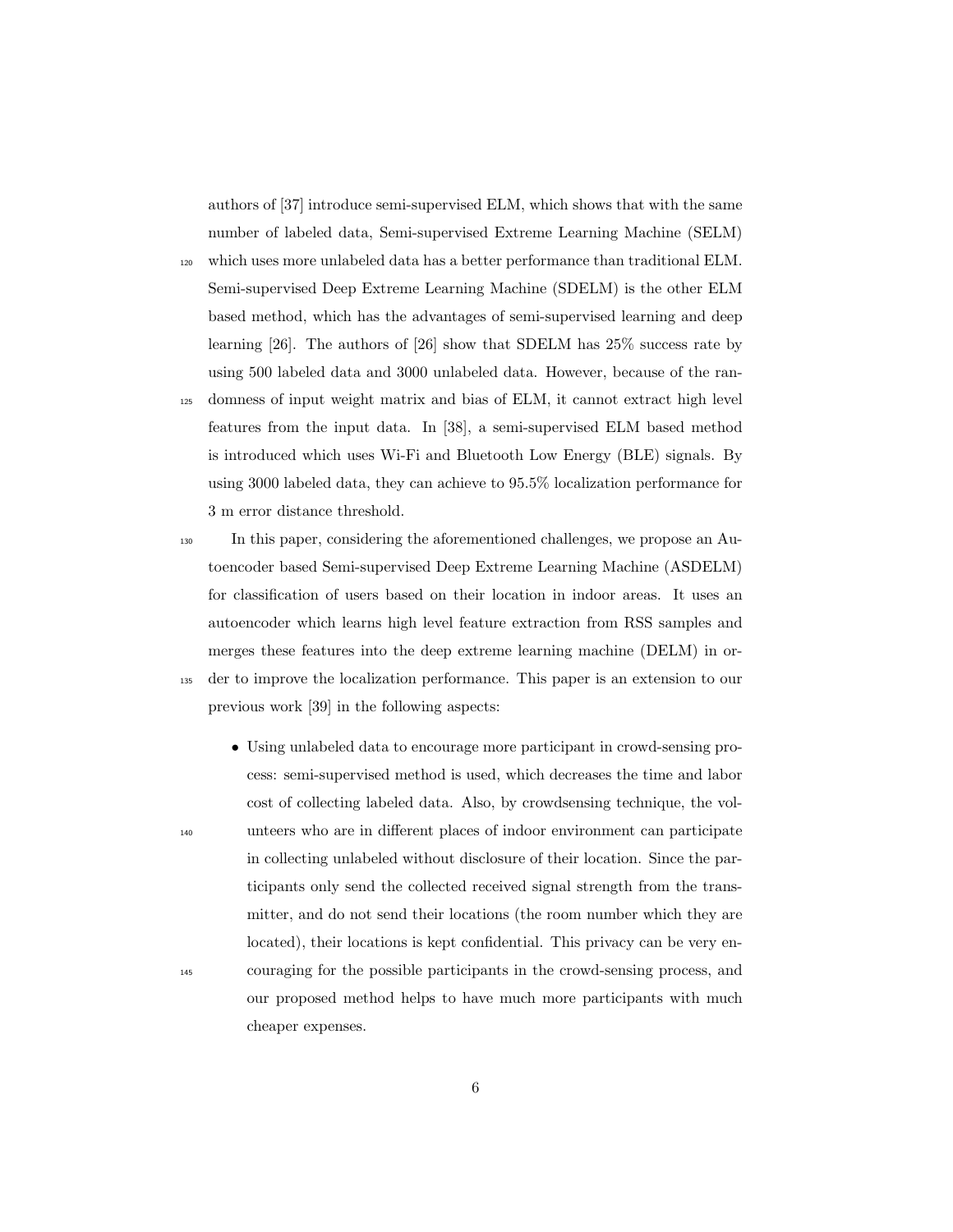authors of [37] introduce semi-supervised ELM, which shows that with the same number of labeled data, Semi-supervised Extreme Learning Machine (SELM) which uses more unlabeled data has a better performance than traditional ELM. Semi-supervised Deep Extreme Learning Machine (SDELM) is the other ELM based method, which has the advantages of semi-supervised learning and deep learning [26]. The authors of [26] show that SDELM has 25% success rate by using 500 labeled data and 3000 unlabeled data. However, because of the randomness of input weight matrix and bias of ELM, it cannot extract high level features from the input data. In [38], a semi-supervised ELM based method is introduced which uses Wi-Fi and Bluetooth Low Energy (BLE) signals. By using 3000 labeled data, they can achieve to 95.5% localization performance for 3 m error distance threshold.

In this paper, considering the aforementioned challenges, we propose an Autoencoder based Semi-supervised Deep Extreme Learning Machine (ASDELM) for classification of users based on their location in indoor areas. It uses an autoencoder which learns high level feature extraction from RSS samples and merges these features into the deep extreme learning machine (DELM) in order to improve the localization performance. This paper is an extension to our previous work [39] in the following aspects:

- Using unlabeled data to encourage more participant in crowd-sensing process: semi-supervised method is used, which decreases the time and labor cost of collecting labeled data. Also, by crowdsensing technique, the volunteers who are in different places of indoor environment can participate in collecting unlabeled without disclosure of their location. Since the participants only send the collected received signal strength from the transmitter, and do not send their locations (the room number which they are located), their locations is kept confidential. This privacy can be very encouraging for the possible participants in the crowd-sensing process, and our proposed method helps to have much more participants with much cheaper expenses.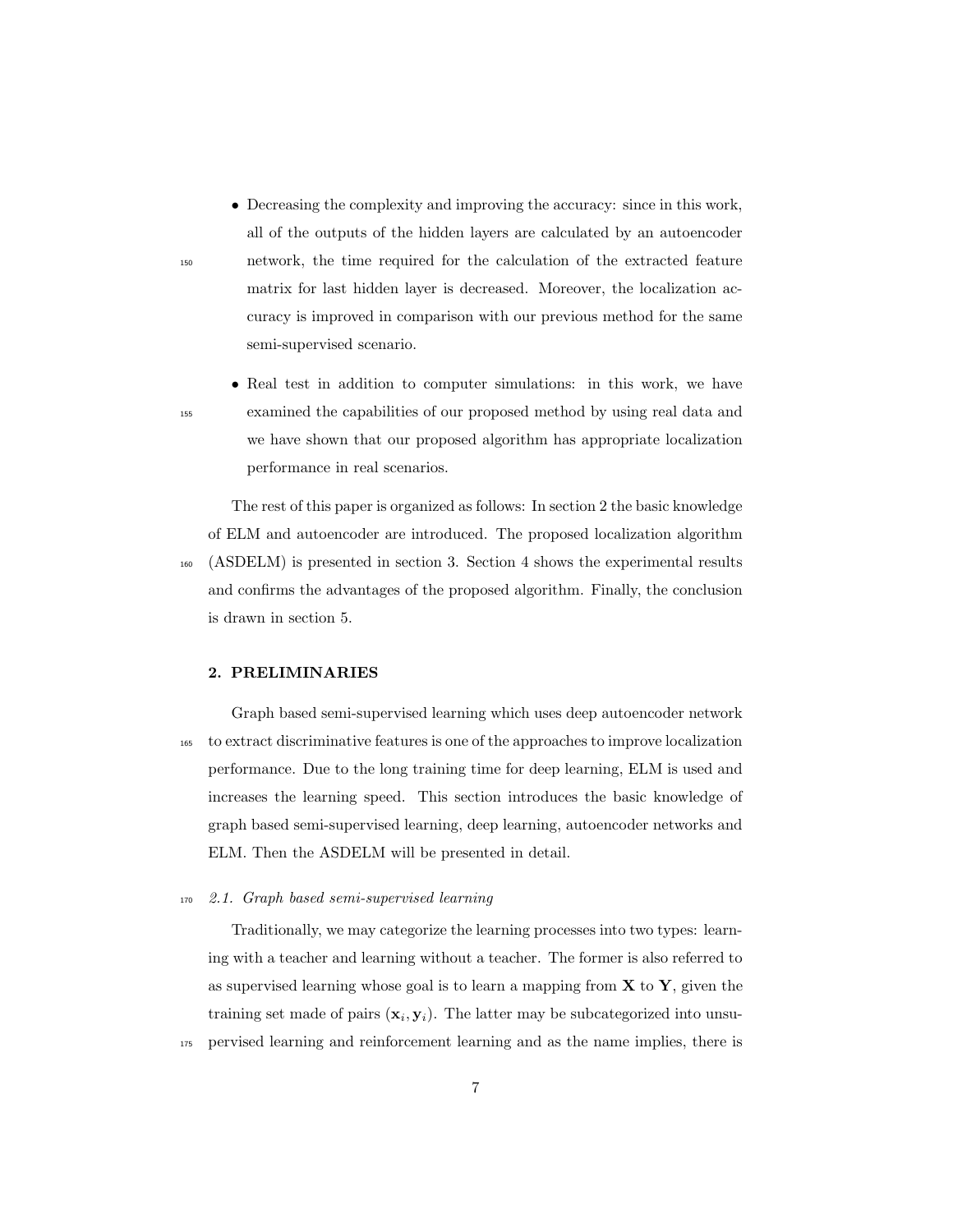- Decreasing the complexity and improving the accuracy: since in this work, all of the outputs of the hidden layers are calculated by an autoencoder network, the time required for the calculation of the extracted feature matrix for last hidden layer is decreased. Moreover, the localization accuracy is improved in comparison with our previous method for the same semi-supervised scenario.

- Real test in addition to computer simulations: in this work, we have examined the capabilities of our proposed method by using real data and we have shown that our proposed algorithm has appropriate localization performance in real scenarios.

The rest of this paper is organized as follows: In section 2 the basic knowledge of ELM and autoencoder are introduced. The proposed localization algorithm (ASDELM) is presented in section 3. Section 4 shows the experimental results and confirms the advantages of the proposed algorithm. Finally, the conclusion is drawn in section 5.

## 2. PRELIMINARIES

Graph based semi-supervised learning which uses deep autoencoder network to extract discriminative features is one of the approaches to improve localization performance. Due to the long training time for deep learning, ELM is used and increases the learning speed. This section introduces the basic knowledge of graph based semi-supervised learning, deep learning, autoencoder networks and ELM. Then the ASDELM will be presented in detail.

### *2.1. Graph based semi-supervised learning*

Traditionally, we may categorize the learning processes into two types: learning with a teacher and learning without a teacher. The former is also referred to as supervised learning whose goal is to learn a mapping from $\mathbf{X}$ to $\mathbf{Y}$, given the training set made of pairs $(\mathbf{x}_i, \mathbf{y}_i)$. The latter may be subcategorized into unsupervised learning and reinforcement learning and as the name implies, there is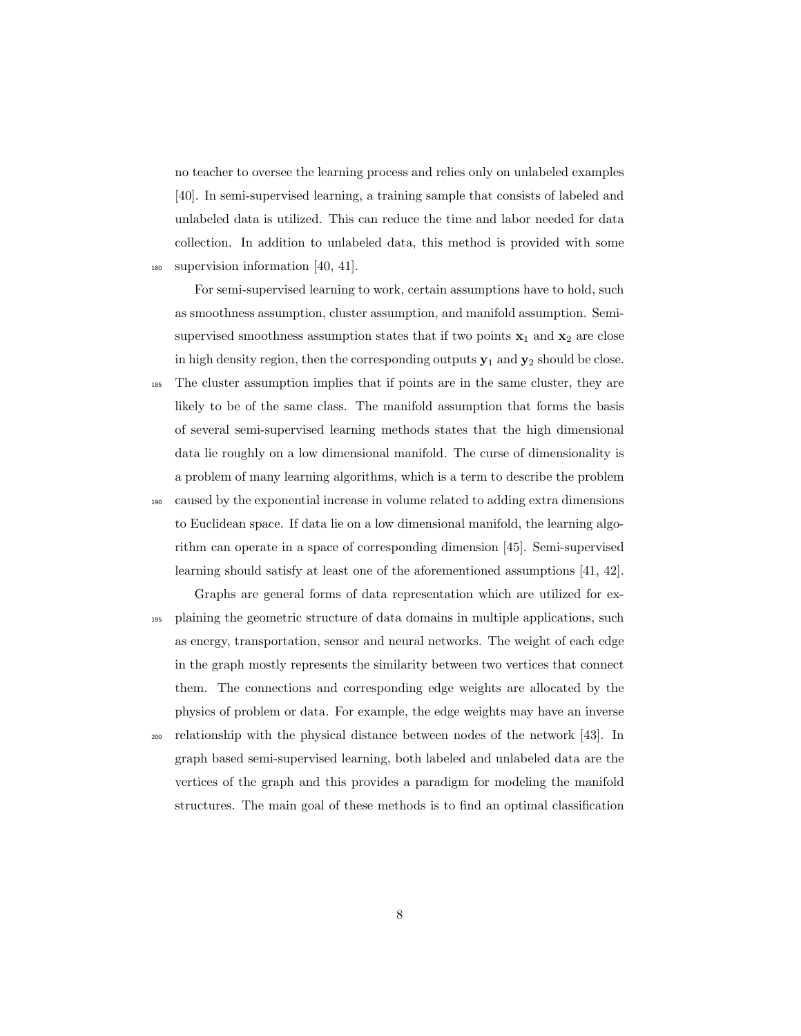no teacher to oversee the learning process and relies only on unlabeled examples [40]. In semi-supervised learning, a training sample that consists of labeled and unlabeled data is utilized. This can reduce the time and labor needed for data collection. In addition to unlabeled data, this method is provided with some supervision information [40, 41].

For semi-supervised learning to work, certain assumptions have to hold, such as smoothness assumption, cluster assumption, and manifold assumption. Semi-supervised smoothness assumption states that if two points $\mathbf{x}_1$ and $\mathbf{x}_2$ are close in high density region, then the corresponding outputs $\mathbf{y}_1$ and $\mathbf{y}_2$ should be close. The cluster assumption implies that if points are in the same cluster, they are likely to be of the same class. The manifold assumption that forms the basis of several semi-supervised learning methods states that the high dimensional data lie roughly on a low dimensional manifold. The curse of dimensionality is a problem of many learning algorithms, which is a term to describe the problem caused by the exponential increase in volume related to adding extra dimensions to Euclidean space. If data lie on a low dimensional manifold, the learning algorithm can operate in a space of corresponding dimension [45]. Semi-supervised learning should satisfy at least one of the aforementioned assumptions [41, 42].

Graphs are general forms of data representation which are utilized for explaining the geometric structure of data domains in multiple applications, such as energy, transportation, sensor and neural networks. The weight of each edge in the graph mostly represents the similarity between two vertices that connect them. The connections and corresponding edge weights are allocated by the physics of problem or data. For example, the edge weights may have an inverse relationship with the physical distance between nodes of the network [43]. In graph based semi-supervised learning, both labeled and unlabeled data are the vertices of the graph and this provides a paradigm for modeling the manifold structures. The main goal of these methods is to find an optimal classification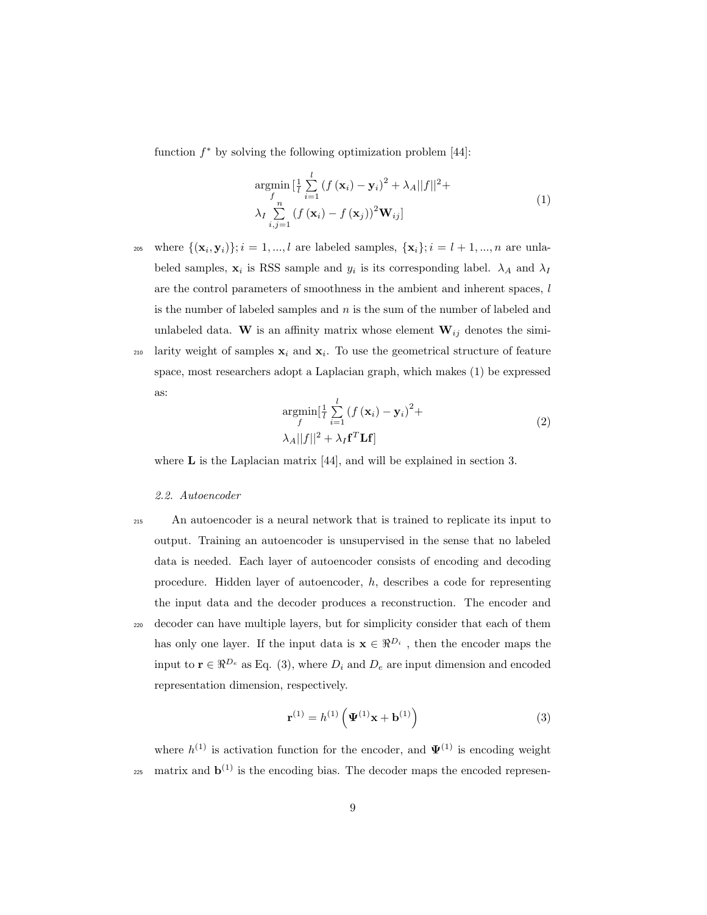function $f^*$ by solving the following optimization problem [44]:

$$\begin{aligned} &\underset{f}{\operatorname{argmin}}\,[\tfrac{1}{l}\sum_{i=1}^{l}\left(f\left(\mathbf{x}_i\right)-\mathbf{y}_i\right)^2+\lambda_A||f||^2+ \\ &\lambda_I\sum_{i,j=1}^{n}\left(f\left(\mathbf{x}_i\right)-f\left(\mathbf{x}_j\right)\right)^2\mathbf{W}_{ij}] \end{aligned} \tag{1}$$

where $\{(\mathbf{x}_i, \mathbf{y}_i)\}; i = 1, ..., l$ are labeled samples, $\{\mathbf{x}_i\}; i = l+1, ..., n$ are unlabeled samples, $\mathbf{x}_i$ is RSS sample and $y_i$ is its corresponding label. $\lambda_A$ and $\lambda_I$ are the control parameters of smoothness in the ambient and inherent spaces, $l$ is the number of labeled samples and $n$ is the sum of the number of labeled and unlabeled data. $\mathbf{W}$ is an affinity matrix whose element $\mathbf{W}_{ij}$ denotes the similarity weight of samples $\mathbf{x}_i$ and $\mathbf{x}_i$. To use the geometrical structure of feature space, most researchers adopt a Laplacian graph, which makes (1) be expressed as:

$$\begin{aligned} &\underset{f}{\operatorname{argmin}}[\tfrac{1}{l}\sum_{i=1}^{l}\left(f\left(\mathbf{x}_i\right)-\mathbf{y}_i\right)^2+ \\ &\lambda_A||f||^2+\lambda_I\mathbf{f}^T\mathbf{L}\mathbf{f}] \end{aligned} \tag{2}$$

where $\mathbf{L}$ is the Laplacian matrix [44], and will be explained in section 3.

### *2.2. Autoencoder*

An autoencoder is a neural network that is trained to replicate its input to output. Training an autoencoder is unsupervised in the sense that no labeled data is needed. Each layer of autoencoder consists of encoding and decoding procedure. Hidden layer of autoencoder, $h$, describes a code for representing the input data and the decoder produces a reconstruction. The encoder and decoder can have multiple layers, but for simplicity consider that each of them has only one layer. If the input data is $\mathbf{x} \in \Re^{D_i}$ , then the encoder maps the input to $\mathbf{r} \in \Re^{D_e}$ as Eq. (3), where $D_i$ and $D_e$ are input dimension and encoded representation dimension, respectively.

$$\mathbf{r}^{(1)} = h^{(1)}\left(\mathbf{\Psi}^{(1)}\mathbf{x} + \mathbf{b}^{(1)}\right) \tag{3}$$

where $h^{(1)}$ is activation function for the encoder, and $\mathbf{\Psi}^{(1)}$ is encoding weight matrix and $\mathbf{b}^{(1)}$ is the encoding bias. The decoder maps the encoded represen-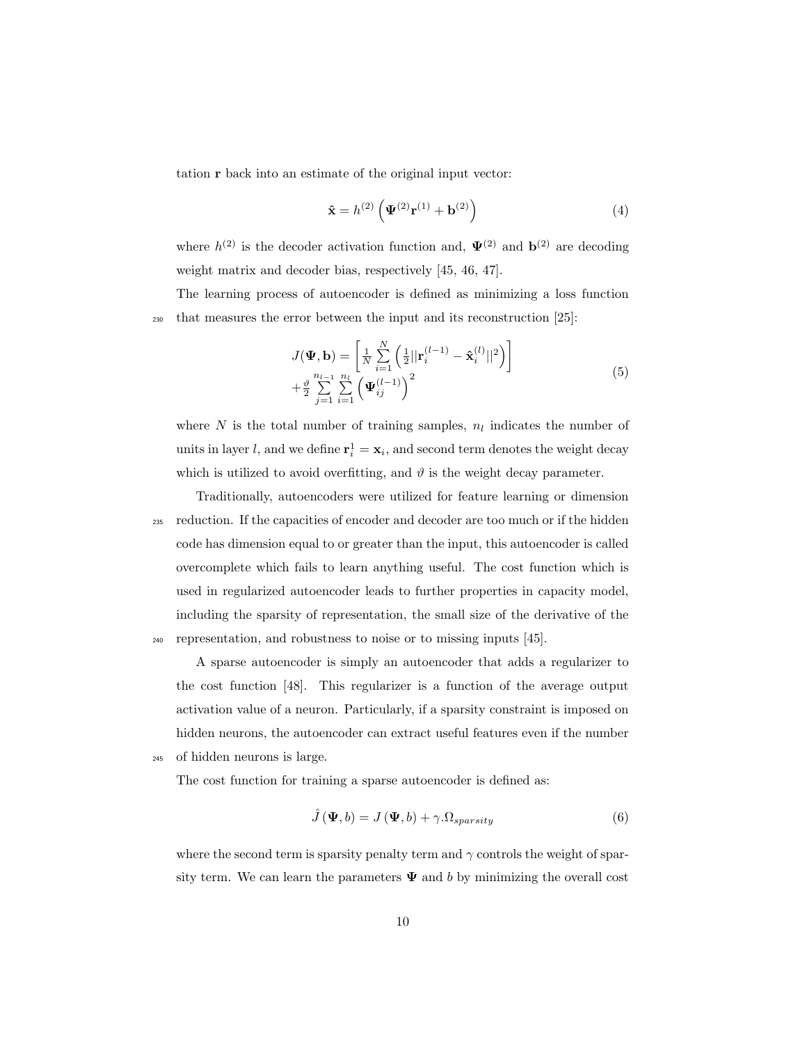tation $\mathbf{r}$ back into an estimate of the original input vector:

$$\hat{\mathbf{x}} = h^{(2)}\left(\mathbf{\Psi}^{(2)}\mathbf{r}^{(1)} + \mathbf{b}^{(2)}\right) \tag{4}$$

where $h^{(2)}$ is the decoder activation function and, $\mathbf{\Psi}^{(2)}$ and $\mathbf{b}^{(2)}$ are decoding weight matrix and decoder bias, respectively [45, 46, 47].

The learning process of autoencoder is defined as minimizing a loss function that measures the error between the input and its reconstruction [25]:

$$\begin{aligned} J(\mathbf{\Psi}, \mathbf{b}) = & \left[\frac{1}{N}\sum_{i=1}^{N}\left(\frac{1}{2}||\mathbf{r}_i^{(l-1)} - \hat{\mathbf{x}}_i^{(l)}||^2\right)\right] \\ & + \frac{\vartheta}{2}\sum_{j=1}^{n_{l-1}}\sum_{i=1}^{n_l}\left(\mathbf{\Psi}_{ij}^{(l-1)}\right)^2 \end{aligned} \tag{5}$$

where $N$ is the total number of training samples, $n_l$ indicates the number of units in layer $l$, and we define $\mathbf{r}_i^1 = \mathbf{x}_i$, and second term denotes the weight decay which is utilized to avoid overfitting, and $\vartheta$ is the weight decay parameter.

Traditionally, autoencoders were utilized for feature learning or dimension reduction. If the capacities of encoder and decoder are too much or if the hidden code has dimension equal to or greater than the input, this autoencoder is called overcomplete which fails to learn anything useful. The cost function which is used in regularized autoencoder leads to further properties in capacity model, including the sparsity of representation, the small size of the derivative of the representation, and robustness to noise or to missing inputs [45].

A sparse autoencoder is simply an autoencoder that adds a regularizer to the cost function [48]. This regularizer is a function of the average output activation value of a neuron. Particularly, if a sparsity constraint is imposed on hidden neurons, the autoencoder can extract useful features even if the number of hidden neurons is large.

The cost function for training a sparse autoencoder is defined as:

$$\hat{J}\left(\mathbf{\Psi}, b\right) = J\left(\mathbf{\Psi}, b\right) + \gamma.\Omega_{sparsity} \tag{6}$$

where the second term is sparsity penalty term and $\gamma$ controls the weight of sparsity term. We can learn the parameters $\mathbf{\Psi}$ and $b$ by minimizing the overall cost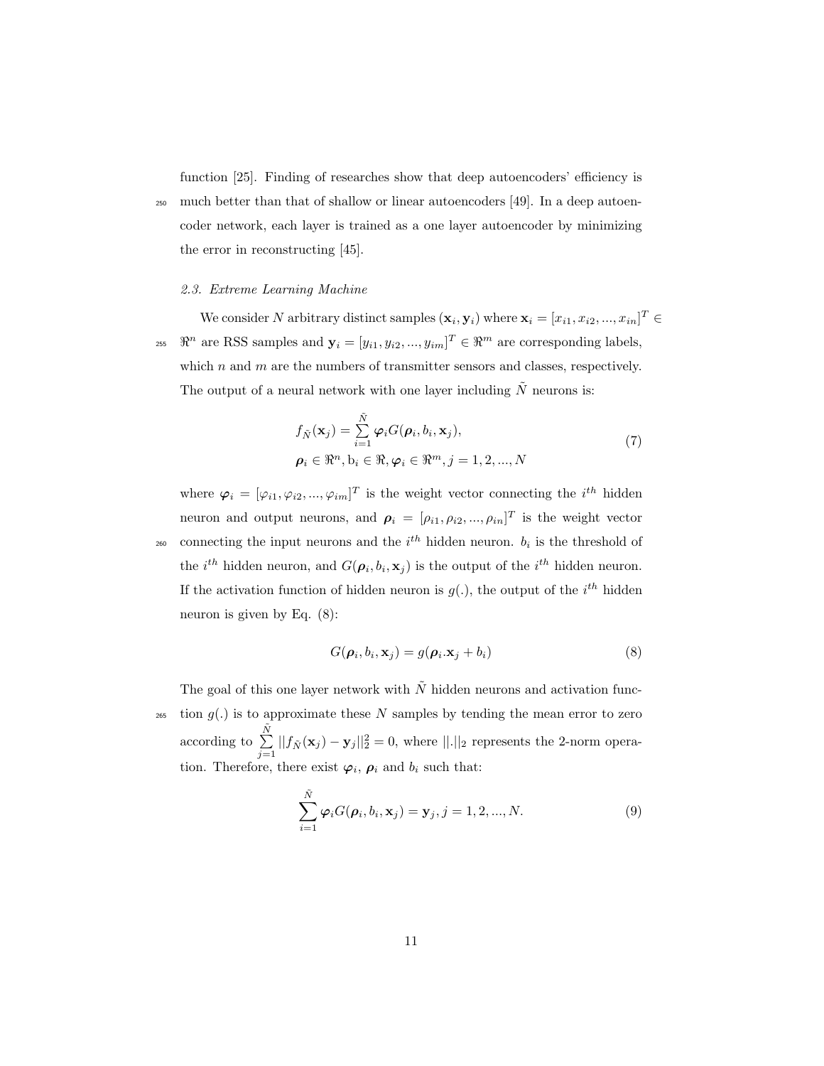function [25]. Finding of researches show that deep autoencoders' efficiency is much better than that of shallow or linear autoencoders [49]. In a deep autoencoder network, each layer is trained as a one layer autoencoder by minimizing the error in reconstructing [45].

### *2.3. Extreme Learning Machine*

We consider $N$ arbitrary distinct samples $(\mathbf{x}_i, \mathbf{y}_i)$ where $\mathbf{x}_i = [x_{i1}, x_{i2}, ..., x_{in}]^T \in \Re^n$ are RSS samples and $\mathbf{y}_i = [y_{i1}, y_{i2}, ..., y_{im}]^T \in \Re^m$ are corresponding labels, which $n$ and $m$ are the numbers of transmitter sensors and classes, respectively. The output of a neural network with one layer including $\tilde{N}$ neurons is:

$$
\begin{aligned}
& f_{\tilde{N}}(\mathbf{x}_j) = \sum_{i=1}^{\tilde{N}} \boldsymbol{\varphi}_i G(\boldsymbol{\rho}_i, b_i, \mathbf{x}_j), \\
& \boldsymbol{\rho}_i \in \Re^n, \mathrm{b}_i \in \Re, \boldsymbol{\varphi}_i \in \Re^m, j = 1, 2, ..., N
\end{aligned}
\tag{7}
$$

where $\boldsymbol{\varphi}_i = [\varphi_{i1}, \varphi_{i2}, ..., \varphi_{im}]^T$ is the weight vector connecting the $i^{th}$ hidden neuron and output neurons, and $\boldsymbol{\rho}_i = [\rho_{i1}, \rho_{i2}, ..., \rho_{in}]^T$ is the weight vector connecting the input neurons and the $i^{th}$ hidden neuron. $b_i$ is the threshold of the $i^{th}$ hidden neuron, and $G(\boldsymbol{\rho}_i, b_i, \mathbf{x}_j)$ is the output of the $i^{th}$ hidden neuron. If the activation function of hidden neuron is $g(.)$, the output of the $i^{th}$ hidden neuron is given by Eq. (8):

$$
G(\boldsymbol{\rho}_i, b_i, \mathbf{x}_j) = g(\boldsymbol{\rho}_i . \mathbf{x}_j + b_i) \tag{8}
$$

The goal of this one layer network with $\tilde{N}$ hidden neurons and activation function $g(.)$ is to approximate these $N$ samples by tending the mean error to zero according to $\sum_{j=1}^{\tilde{N}} ||f_{\tilde{N}}(\mathbf{x}_j) - \mathbf{y}_j||_2^2 = 0$, where $||.||_2$ represents the 2-norm operation. Therefore, there exist $\boldsymbol{\varphi}_i$, $\boldsymbol{\rho}_i$ and $b_i$ such that:

$$
\sum_{i=1}^{\tilde{N}} \boldsymbol{\varphi}_i G(\boldsymbol{\rho}_i, b_i, \mathbf{x}_j) = \mathbf{y}_j, j = 1, 2, ..., N. \tag{9}
$$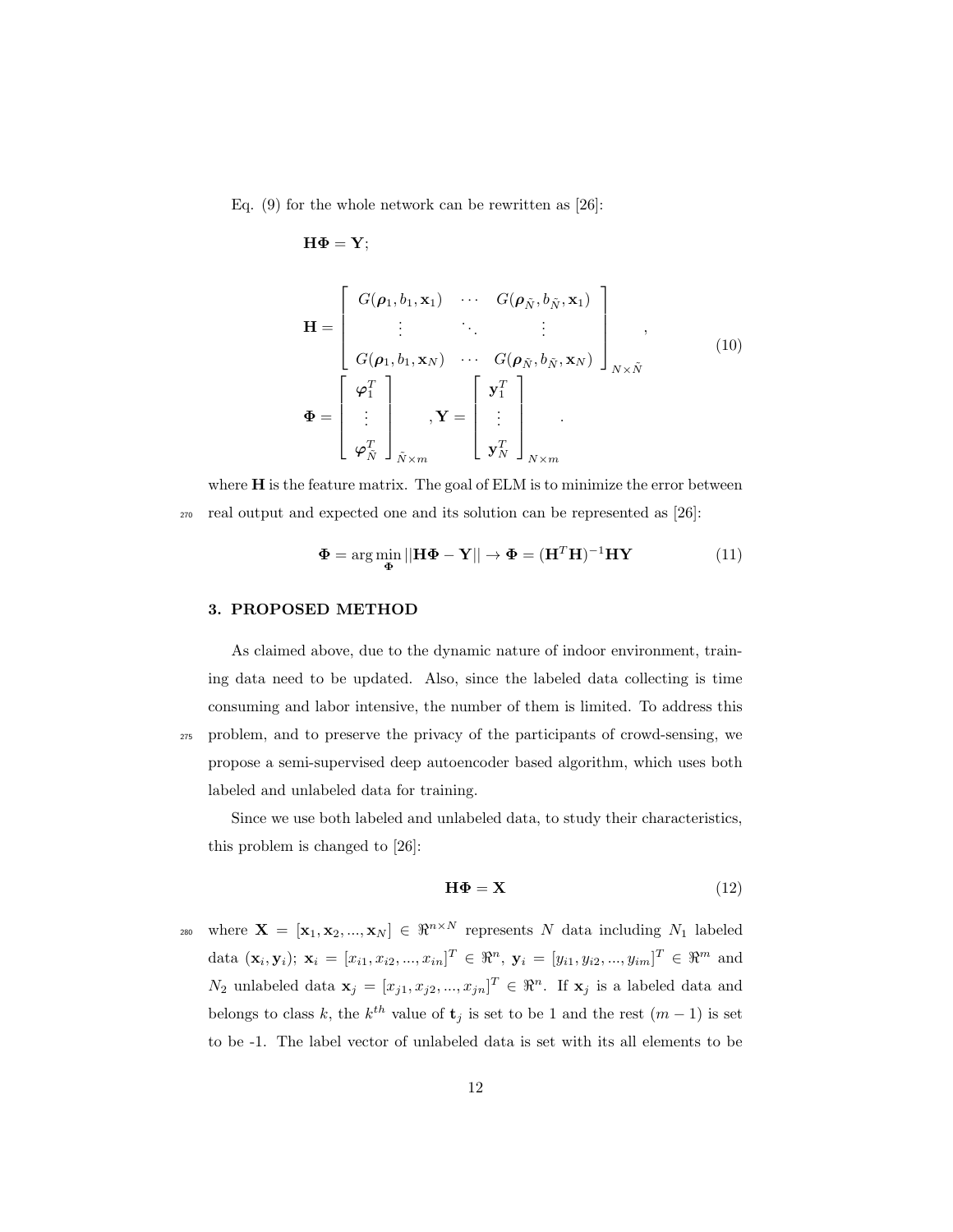Eq. (9) for the whole network can be rewritten as [26]:

$$
\mathbf{H}\boldsymbol{\Phi} = \mathbf{Y};
$$

$$
\mathbf{H} = \begin{bmatrix} G(\boldsymbol{\rho}_1, b_1, \mathbf{x}_1) & \cdots & G(\boldsymbol{\rho}_{\tilde{N}}, b_{\tilde{N}}, \mathbf{x}_1) \\ \vdots & \ddots & \vdots \\ G(\boldsymbol{\rho}_1, b_1, \mathbf{x}_N) & \cdots & G(\boldsymbol{\rho}_{\tilde{N}}, b_{\tilde{N}}, \mathbf{x}_N) \end{bmatrix}_{N \times \tilde{N}}, \tag{10}
$$

$$
\boldsymbol{\Phi} = \begin{bmatrix} \boldsymbol{\varphi}_1^T \\ \vdots \\ \boldsymbol{\varphi}_{\tilde{N}}^T \end{bmatrix}_{\tilde{N} \times m}, \mathbf{Y} = \begin{bmatrix} \mathbf{y}_1^T \\ \vdots \\ \mathbf{y}_N^T \end{bmatrix}_{N \times m}.
$$

where $\mathbf{H}$ is the feature matrix. The goal of ELM is to minimize the error between real output and expected one and its solution can be represented as [26]:

$$
\boldsymbol{\Phi} = \arg\min_{\boldsymbol{\Phi}} ||\mathbf{H}\boldsymbol{\Phi} - \mathbf{Y}|| \rightarrow \boldsymbol{\Phi} = (\mathbf{H}^T\mathbf{H})^{-1}\mathbf{H}\mathbf{Y} \tag{11}
$$

## 3. PROPOSED METHOD

As claimed above, due to the dynamic nature of indoor environment, training data need to be updated. Also, since the labeled data collecting is time consuming and labor intensive, the number of them is limited. To address this problem, and to preserve the privacy of the participants of crowd-sensing, we propose a semi-supervised deep autoencoder based algorithm, which uses both labeled and unlabeled data for training.

Since we use both labeled and unlabeled data, to study their characteristics, this problem is changed to [26]:

$$
\mathbf{H}\boldsymbol{\Phi} = \mathbf{X} \tag{12}
$$

where $\mathbf{X} = [\mathbf{x}_1, \mathbf{x}_2, ..., \mathbf{x}_N] \in \Re^{n \times N}$ represents $N$ data including $N_1$ labeled data $(\mathbf{x}_i, \mathbf{y}_i)$; $\mathbf{x}_i = [x_{i1}, x_{i2}, ..., x_{in}]^T \in \Re^n$, $\mathbf{y}_i = [y_{i1}, y_{i2}, ..., y_{im}]^T \in \Re^m$ and $N_2$ unlabeled data $\mathbf{x}_j = [x_{j1}, x_{j2}, ..., x_{jn}]^T \in \Re^n$. If $\mathbf{x}_j$ is a labeled data and belongs to class $k$, the $k^{th}$ value of $\mathbf{t}_j$ is set to be 1 and the rest $(m-1)$ is set to be -1. The label vector of unlabeled data is set with its all elements to be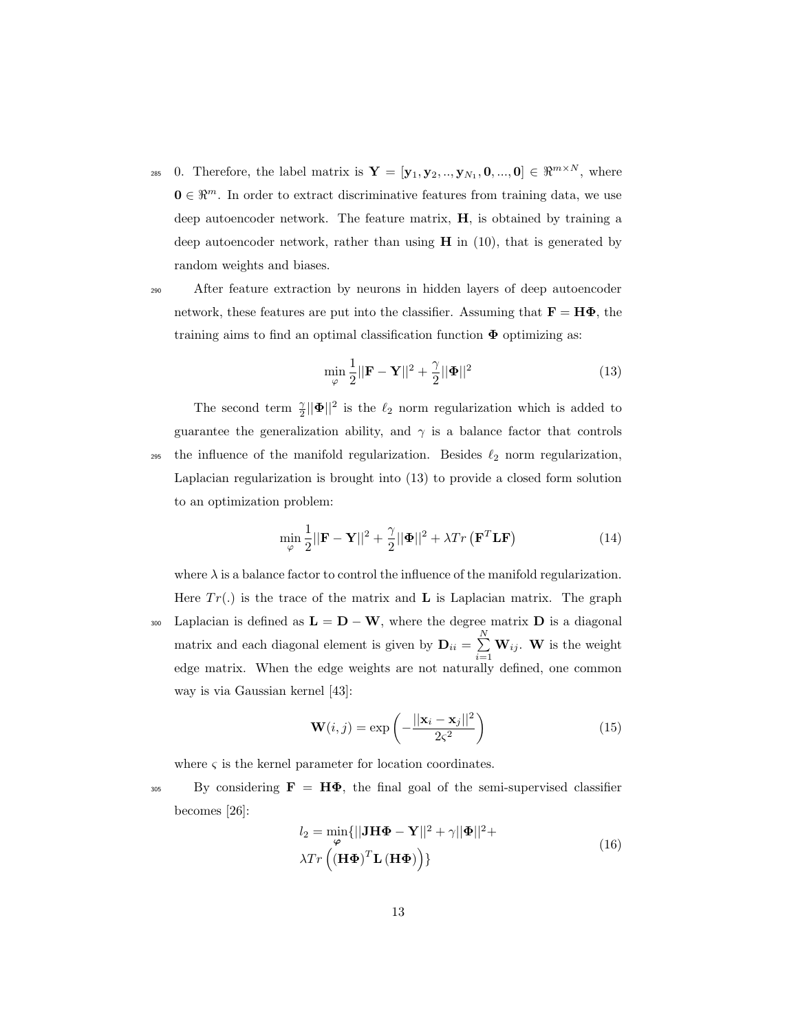0. Therefore, the label matrix is $\mathbf{Y} = [\mathbf{y}_1, \mathbf{y}_2, .., \mathbf{y}_{N_1}, \mathbf{0}, ..., \mathbf{0}] \in \Re^{m \times N}$, where $\mathbf{0} \in \Re^m$. In order to extract discriminative features from training data, we use deep autoencoder network. The feature matrix, $\mathbf{H}$, is obtained by training a deep autoencoder network, rather than using $\mathbf{H}$ in (10), that is generated by random weights and biases.

After feature extraction by neurons in hidden layers of deep autoencoder network, these features are put into the classifier. Assuming that $\mathbf{F} = \mathbf{H}\mathbf{\Phi}$, the training aims to find an optimal classification function $\mathbf{\Phi}$ optimizing as:

$$\min_{\varphi} \frac{1}{2}||\mathbf{F} - \mathbf{Y}||^2 + \frac{\gamma}{2}||\mathbf{\Phi}||^2 \tag{13}$$

The second term $\frac{\gamma}{2}||\mathbf{\Phi}||^2$ is the $\ell_2$ norm regularization which is added to guarantee the generalization ability, and $\gamma$ is a balance factor that controls the influence of the manifold regularization. Besides $\ell_2$ norm regularization, Laplacian regularization is brought into (13) to provide a closed form solution to an optimization problem:

$$\min_{\varphi} \frac{1}{2}||\mathbf{F} - \mathbf{Y}||^2 + \frac{\gamma}{2}||\mathbf{\Phi}||^2 + \lambda Tr\left(\mathbf{F}^T \mathbf{L} \mathbf{F}\right) \tag{14}$$

where $\lambda$ is a balance factor to control the influence of the manifold regularization. Here $Tr(.)$ is the trace of the matrix and $\mathbf{L}$ is Laplacian matrix. The graph Laplacian is defined as $\mathbf{L} = \mathbf{D} - \mathbf{W}$, where the degree matrix $\mathbf{D}$ is a diagonal matrix and each diagonal element is given by $\mathbf{D}_{ii} = \sum_{i=1}^{N} \mathbf{W}_{ij}$. $\mathbf{W}$ is the weight edge matrix. When the edge weights are not naturally defined, one common way is via Gaussian kernel [43]:

$$\mathbf{W}(i,j) = \exp\left(-\frac{||\mathbf{x}_i - \mathbf{x}_j||^2}{2\varsigma^2}\right) \tag{15}$$

where $\varsigma$ is the kernel parameter for location coordinates.

By considering $\mathbf{F} = \mathbf{H}\mathbf{\Phi}$, the final goal of the semi-supervised classifier becomes [26]:

$$\begin{aligned} l_2 = \min_{\boldsymbol{\varphi}} \{ & ||\mathbf{J}\mathbf{H}\mathbf{\Phi} - \mathbf{Y}||^2 + \gamma||\mathbf{\Phi}||^2 + \\ & \lambda Tr\left((\mathbf{H}\mathbf{\Phi})^T \mathbf{L} (\mathbf{H}\mathbf{\Phi})\right) \} \end{aligned} \tag{16}$$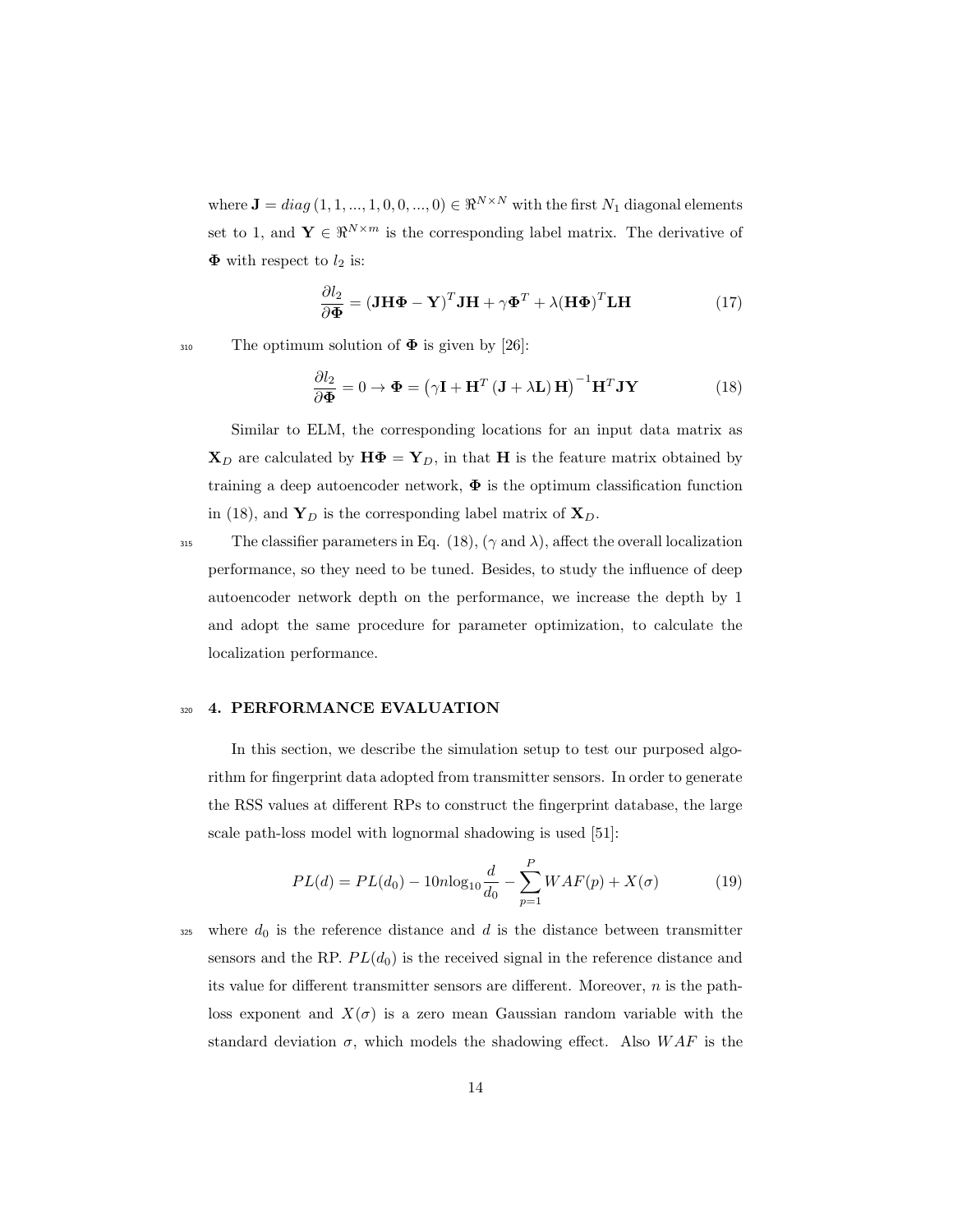where $\mathbf{J} = diag\left(1, 1, ..., 1, 0, 0, ..., 0\right) \in \Re^{N \times N}$ with the first $N_1$ diagonal elements set to 1, and $\mathbf{Y} \in \Re^{N \times m}$ is the corresponding label matrix. The derivative of $\mathbf{\Phi}$ with respect to $l_2$ is:

$$\frac{\partial l_2}{\partial \mathbf{\Phi}} = \left(\mathbf{J}\mathbf{H}\mathbf{\Phi} - \mathbf{Y}\right)^T \mathbf{J}\mathbf{H} + \gamma \mathbf{\Phi}^T + \lambda (\mathbf{H}\mathbf{\Phi})^T \mathbf{L}\mathbf{H} \tag{17}$$

The optimum solution of $\mathbf{\Phi}$ is given by [26]:

$$\frac{\partial l_2}{\partial \mathbf{\Phi}} = 0 \rightarrow \mathbf{\Phi} = \left(\gamma \mathbf{I} + \mathbf{H}^T \left(\mathbf{J} + \lambda \mathbf{L}\right) \mathbf{H}\right)^{-1} \mathbf{H}^T \mathbf{J}\mathbf{Y} \tag{18}$$

Similar to ELM, the corresponding locations for an input data matrix as $\mathbf{X}_D$ are calculated by $\mathbf{H}\mathbf{\Phi} = \mathbf{Y}_D$, in that $\mathbf{H}$ is the feature matrix obtained by training a deep autoencoder network, $\mathbf{\Phi}$ is the optimum classification function in (18), and $\mathbf{Y}_D$ is the corresponding label matrix of $\mathbf{X}_D$.

The classifier parameters in Eq. (18), ($\gamma$ and $\lambda$), affect the overall localization performance, so they need to be tuned. Besides, to study the influence of deep autoencoder network depth on the performance, we increase the depth by 1 and adopt the same procedure for parameter optimization, to calculate the localization performance.

## 4. PERFORMANCE EVALUATION

In this section, we describe the simulation setup to test our purposed algorithm for fingerprint data adopted from transmitter sensors. In order to generate the RSS values at different RPs to construct the fingerprint database, the large scale path-loss model with lognormal shadowing is used [51]:

$$PL(d) = PL(d_0) - 10n\log_{10}\frac{d}{d_0} - \sum_{p=1}^{P} WAF(p) + X(\sigma) \tag{19}$$

where $d_0$ is the reference distance and $d$ is the distance between transmitter sensors and the RP. $PL(d_0)$ is the received signal in the reference distance and its value for different transmitter sensors are different. Moreover, $n$ is the path-loss exponent and $X(\sigma)$ is a zero mean Gaussian random variable with the standard deviation $\sigma$, which models the shadowing effect. Also $WAF$ is the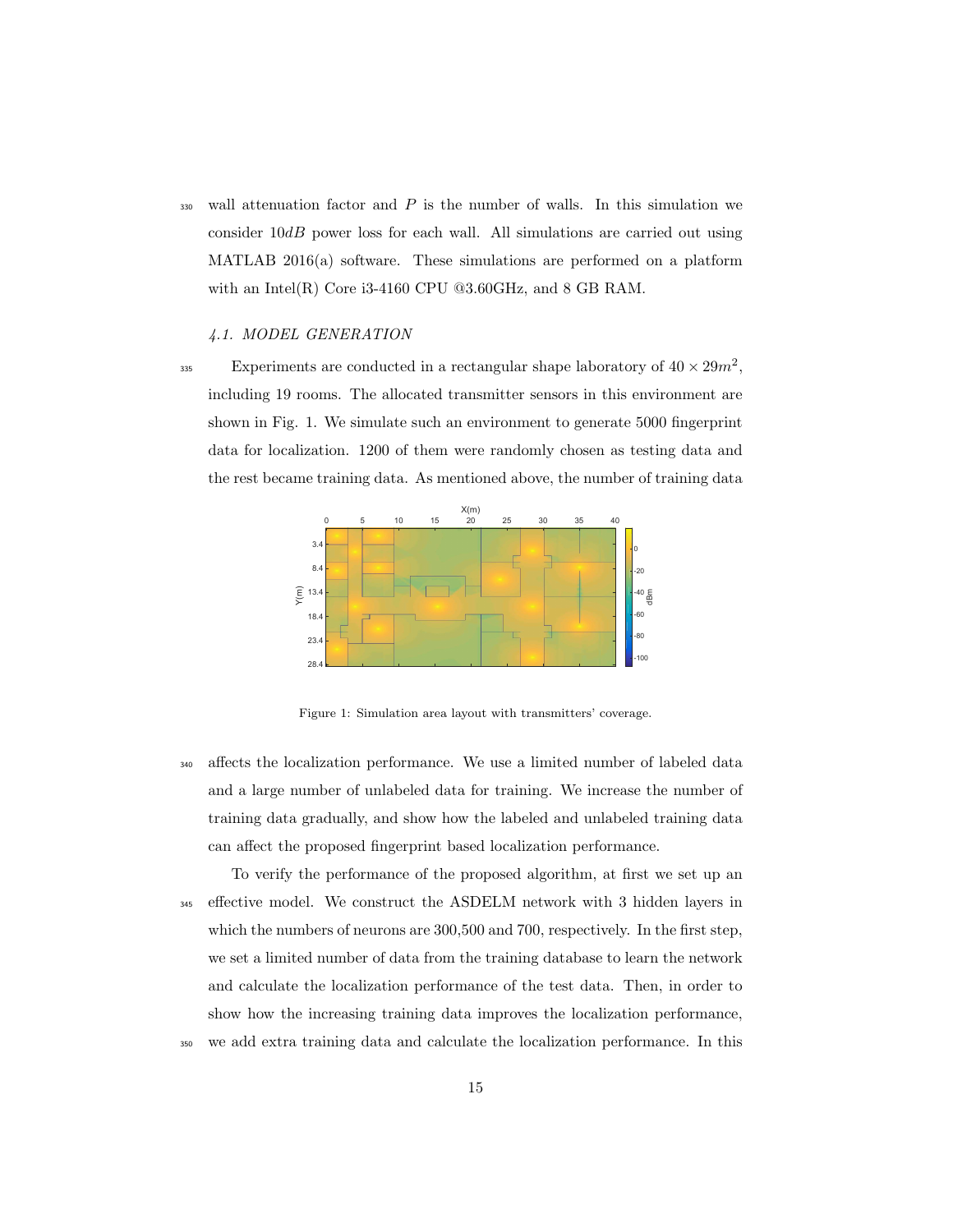wall attenuation factor and $P$ is the number of walls. In this simulation we consider $10dB$ power loss for each wall. All simulations are carried out using MATLAB 2016(a) software. These simulations are performed on a platform with an Intel(R) Core i3-4160 CPU @3.60GHz, and 8 GB RAM.

### *4.1. MODEL GENERATION*

Experiments are conducted in a rectangular shape laboratory of $40 \times 29m^2$, including 19 rooms. The allocated transmitter sensors in this environment are shown in Fig. 1. We simulate such an environment to generate 5000 fingerprint data for localization. 1200 of them were randomly chosen as testing data and the rest became training data. As mentioned above, the number of training data affects the localization performance. We use a limited number of labeled data and a large number of unlabeled data for training. We increase the number of training data gradually, and show how the labeled and unlabeled training data can affect the proposed fingerprint based localization performance.

Figure 1: Simulation area layout with transmitters' coverage.

To verify the performance of the proposed algorithm, at first we set up an effective model. We construct the ASDELM network with 3 hidden layers in which the numbers of neurons are 300,500 and 700, respectively. In the first step, we set a limited number of data from the training database to learn the network and calculate the localization performance of the test data. Then, in order to show how the increasing training data improves the localization performance, we add extra training data and calculate the localization performance. In this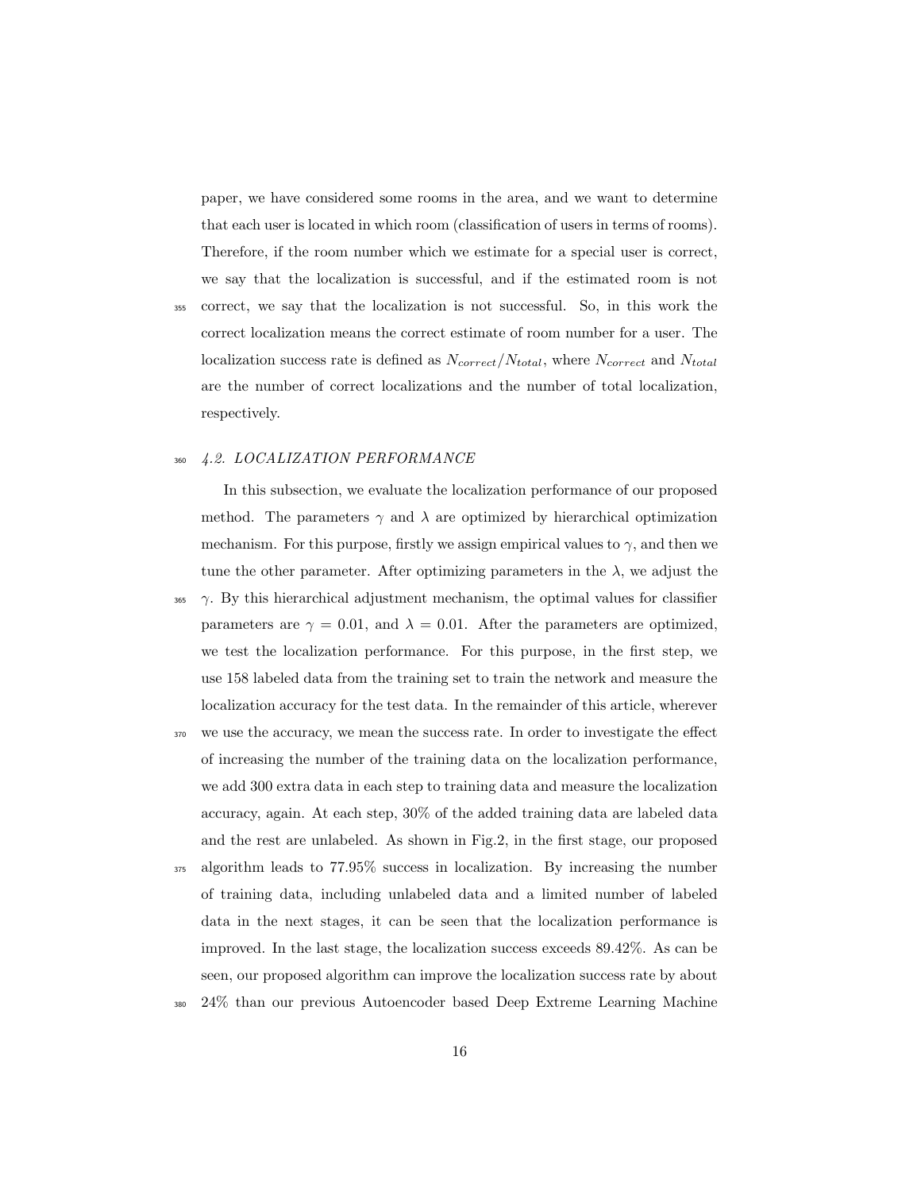paper, we have considered some rooms in the area, and we want to determine that each user is located in which room (classification of users in terms of rooms). Therefore, if the room number which we estimate for a special user is correct, we say that the localization is successful, and if the estimated room is not correct, we say that the localization is not successful. So, in this work the correct localization means the correct estimate of room number for a user. The localization success rate is defined as $N_{correct}/N_{total}$, where $N_{correct}$ and $N_{total}$ are the number of correct localizations and the number of total localization, respectively.

### *4.2. LOCALIZATION PERFORMANCE*

In this subsection, we evaluate the localization performance of our proposed method. The parameters $\gamma$ and $\lambda$ are optimized by hierarchical optimization mechanism. For this purpose, firstly we assign empirical values to $\gamma$, and then we tune the other parameter. After optimizing parameters in the $\lambda$, we adjust the $\gamma$. By this hierarchical adjustment mechanism, the optimal values for classifier parameters are $\gamma = 0.01$, and $\lambda = 0.01$. After the parameters are optimized, we test the localization performance. For this purpose, in the first step, we use 158 labeled data from the training set to train the network and measure the localization accuracy for the test data. In the remainder of this article, wherever we use the accuracy, we mean the success rate. In order to investigate the effect of increasing the number of the training data on the localization performance, we add 300 extra data in each step to training data and measure the localization accuracy, again. At each step, 30% of the added training data are labeled data and the rest are unlabeled. As shown in Fig.2, in the first stage, our proposed algorithm leads to 77.95% success in localization. By increasing the number of training data, including unlabeled data and a limited number of labeled data in the next stages, it can be seen that the localization performance is improved. In the last stage, the localization success exceeds 89.42%. As can be seen, our proposed algorithm can improve the localization success rate by about 24% than our previous Autoencoder based Deep Extreme Learning Machine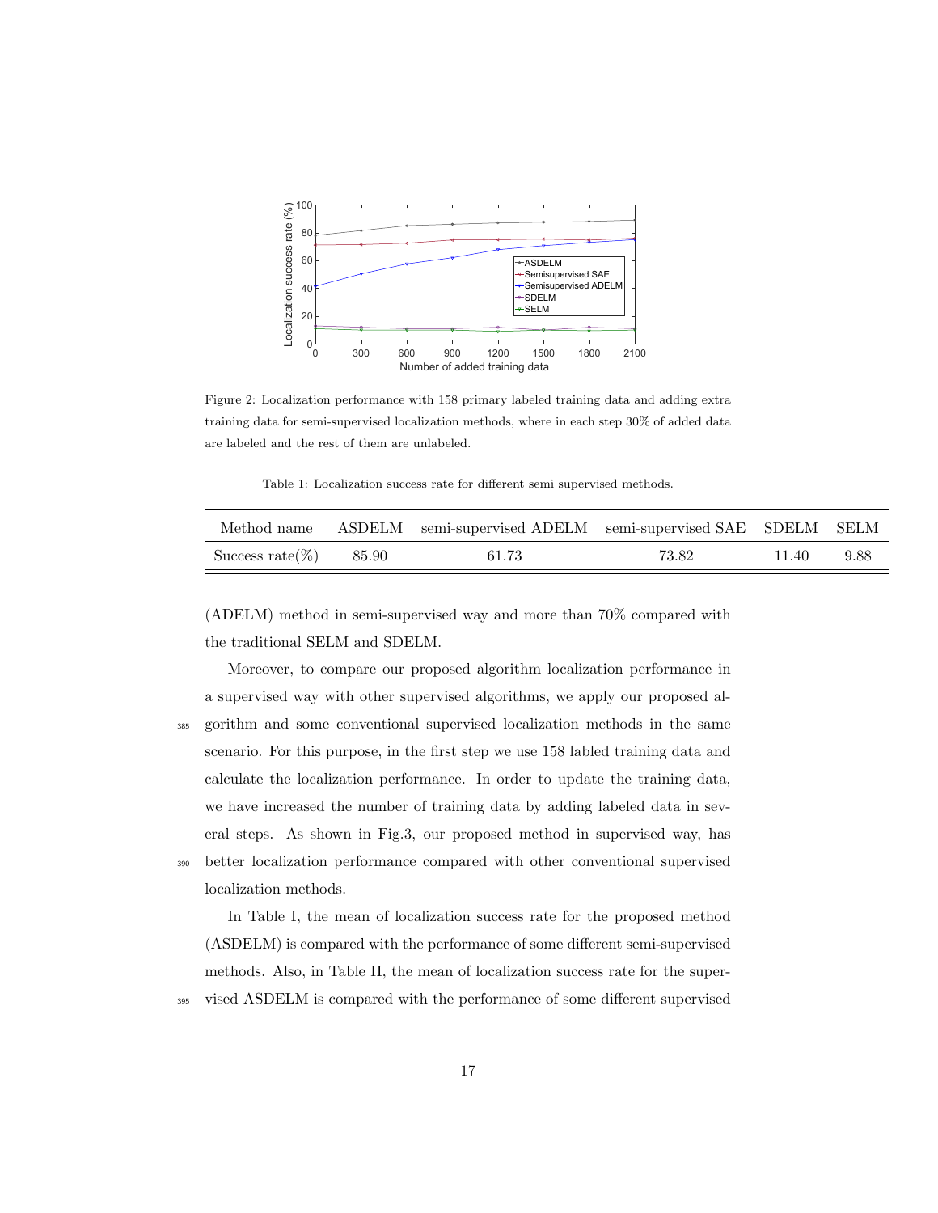Figure 2: Localization performance with 158 primary labeled training data and adding extra training data for semi-supervised localization methods, where in each step 30% of added data are labeled and the rest of them are unlabeled.

Table 1: Localization success rate for different semi supervised methods.

| Method name | ASDELM | semi-supervised ADELM | semi-supervised SAE | SDELM | SELM |
|---|---|---|---|---|---|
| Success rate(%) | 85.90 | 61.73 | 73.82 | 11.40 | 9.88 |

(ADELM) method in semi-supervised way and more than 70% compared with the traditional SELM and SDELM.

Moreover, to compare our proposed algorithm localization performance in a supervised way with other supervised algorithms, we apply our proposed algorithm and some conventional supervised localization methods in the same scenario. For this purpose, in the first step we use 158 labled training data and calculate the localization performance. In order to update the training data, we have increased the number of training data by adding labeled data in several steps. As shown in Fig.3, our proposed method in supervised way, has better localization performance compared with other conventional supervised localization methods.

In Table I, the mean of localization success rate for the proposed method (ASDELM) is compared with the performance of some different semi-supervised methods. Also, in Table II, the mean of localization success rate for the supervised ASDELM is compared with the performance of some different supervised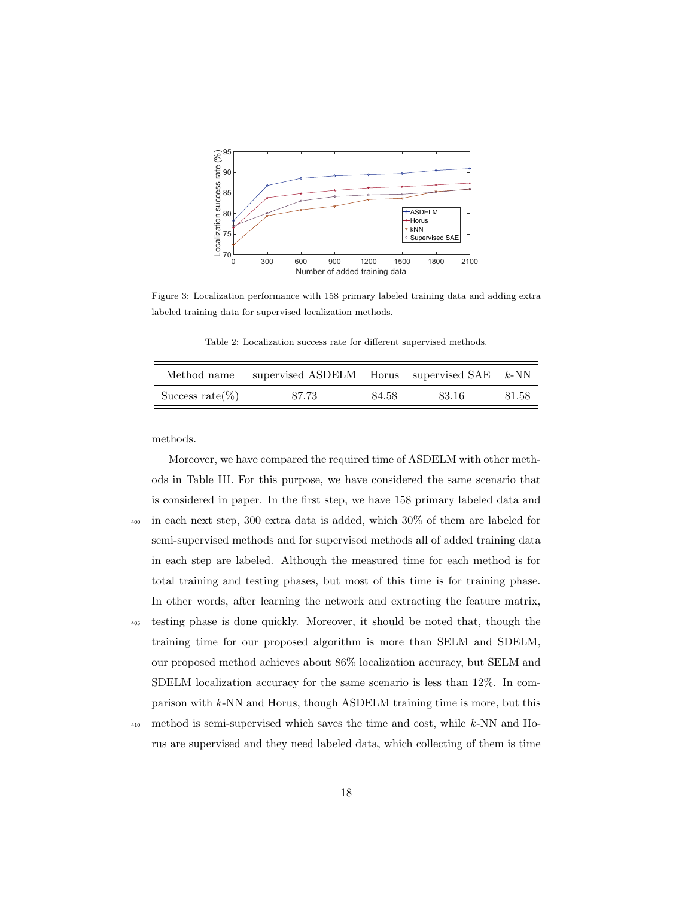Figure 3: Localization performance with 158 primary labeled training data and adding extra labeled training data for supervised localization methods.

Table 2: Localization success rate for different supervised methods.

| Method name | supervised ASDELM | Horus | supervised SAE | $k$-NN |
|---|---|---|---|---|
| Success rate(%) | 87.73 | 84.58 | 83.16 | 81.58 |

methods.

Moreover, we have compared the required time of ASDELM with other methods in Table III. For this purpose, we have considered the same scenario that is considered in paper. In the first step, we have 158 primary labeled data and in each next step, 300 extra data is added, which 30% of them are labeled for semi-supervised methods and for supervised methods all of added training data in each step are labeled. Although the measured time for each method is for total training and testing phases, but most of this time is for training phase. In other words, after learning the network and extracting the feature matrix, testing phase is done quickly. Moreover, it should be noted that, though the training time for our proposed algorithm is more than SELM and SDELM, our proposed method achieves about 86% localization accuracy, but SELM and SDELM localization accuracy for the same scenario is less than 12%. In comparison with $k$-NN and Horus, though ASDELM training time is more, but this method is semi-supervised which saves the time and cost, while $k$-NN and Horus are supervised and they need labeled data, which collecting of them is time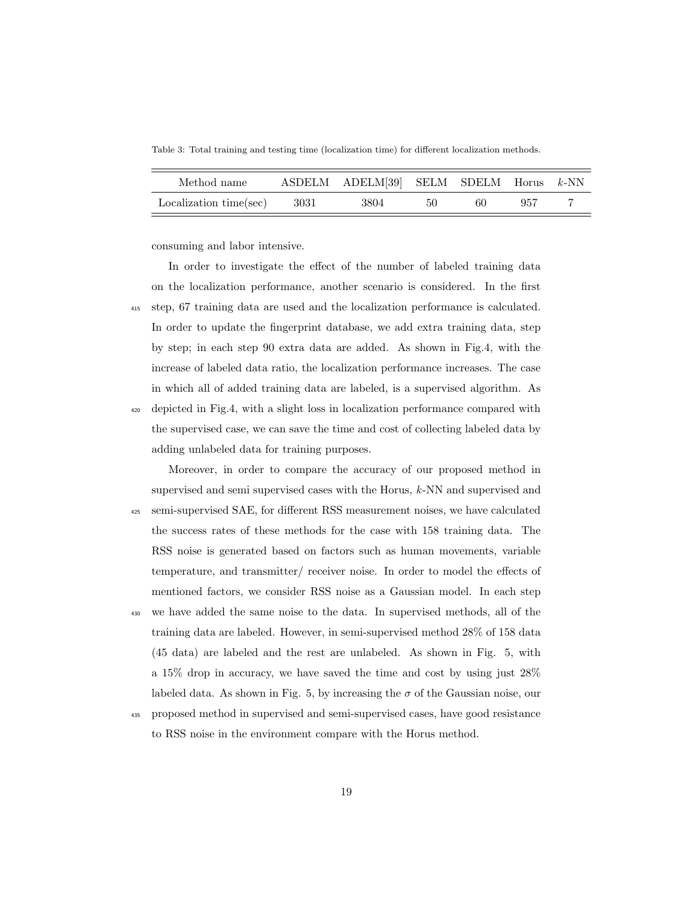Table 3: Total training and testing time (localization time) for different localization methods.

| Method name | ASDELM | ADELM[39] | SELM | SDELM | Horus | $k$-NN |
|---|---|---|---|---|---|---|
| Localization time(sec) | 3031 | 3804 | 50 | 60 | 957 | 7 |

consuming and labor intensive.

In order to investigate the effect of the number of labeled training data on the localization performance, another scenario is considered. In the first step, 67 training data are used and the localization performance is calculated. In order to update the fingerprint database, we add extra training data, step by step; in each step 90 extra data are added. As shown in Fig.4, with the increase of labeled data ratio, the localization performance increases. The case in which all of added training data are labeled, is a supervised algorithm. As depicted in Fig.4, with a slight loss in localization performance compared with the supervised case, we can save the time and cost of collecting labeled data by adding unlabeled data for training purposes.

Moreover, in order to compare the accuracy of our proposed method in supervised and semi supervised cases with the Horus, $k$-NN and supervised and semi-supervised SAE, for different RSS measurement noises, we have calculated the success rates of these methods for the case with 158 training data. The RSS noise is generated based on factors such as human movements, variable temperature, and transmitter/ receiver noise. In order to model the effects of mentioned factors, we consider RSS noise as a Gaussian model. In each step we have added the same noise to the data. In supervised methods, all of the training data are labeled. However, in semi-supervised method 28% of 158 data (45 data) are labeled and the rest are unlabeled. As shown in Fig. 5, with a 15% drop in accuracy, we have saved the time and cost by using just 28% labeled data. As shown in Fig. 5, by increasing the $\sigma$ of the Gaussian noise, our proposed method in supervised and semi-supervised cases, have good resistance to RSS noise in the environment compare with the Horus method.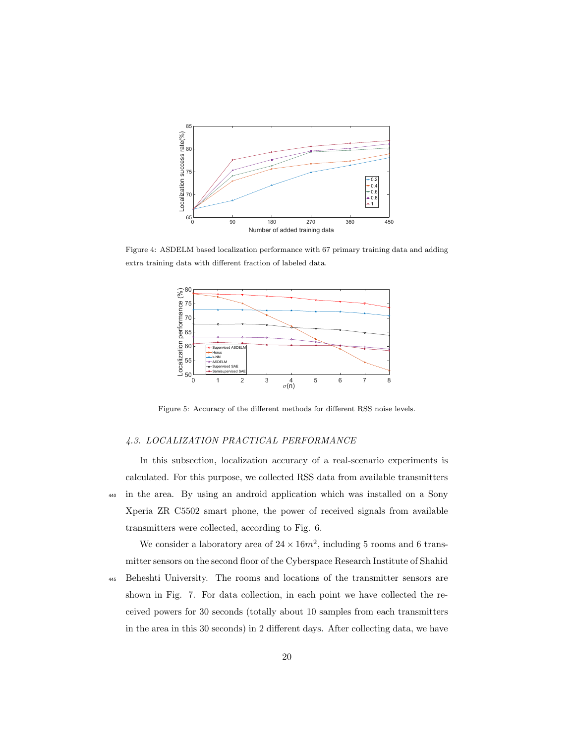Figure 4: ASDELM based localization performance with 67 primary training data and adding extra training data with different fraction of labeled data.

Figure 5: Accuracy of the different methods for different RSS noise levels.

### 4.3. LOCALIZATION PRACTICAL PERFORMANCE

In this subsection, localization accuracy of a real-scenario experiments is calculated. For this purpose, we collected RSS data from available transmitters in the area. By using an android application which was installed on a Sony Xperia ZR C5502 smart phone, the power of received signals from available transmitters were collected, according to Fig. 6.

We consider a laboratory area of $24 \times 16m^2$, including 5 rooms and 6 transmitter sensors on the second floor of the Cyberspace Research Institute of Shahid Beheshti University. The rooms and locations of the transmitter sensors are shown in Fig. 7. For data collection, in each point we have collected the received powers for 30 seconds (totally about 10 samples from each transmitters in the area in this 30 seconds) in 2 different days. After collecting data, we have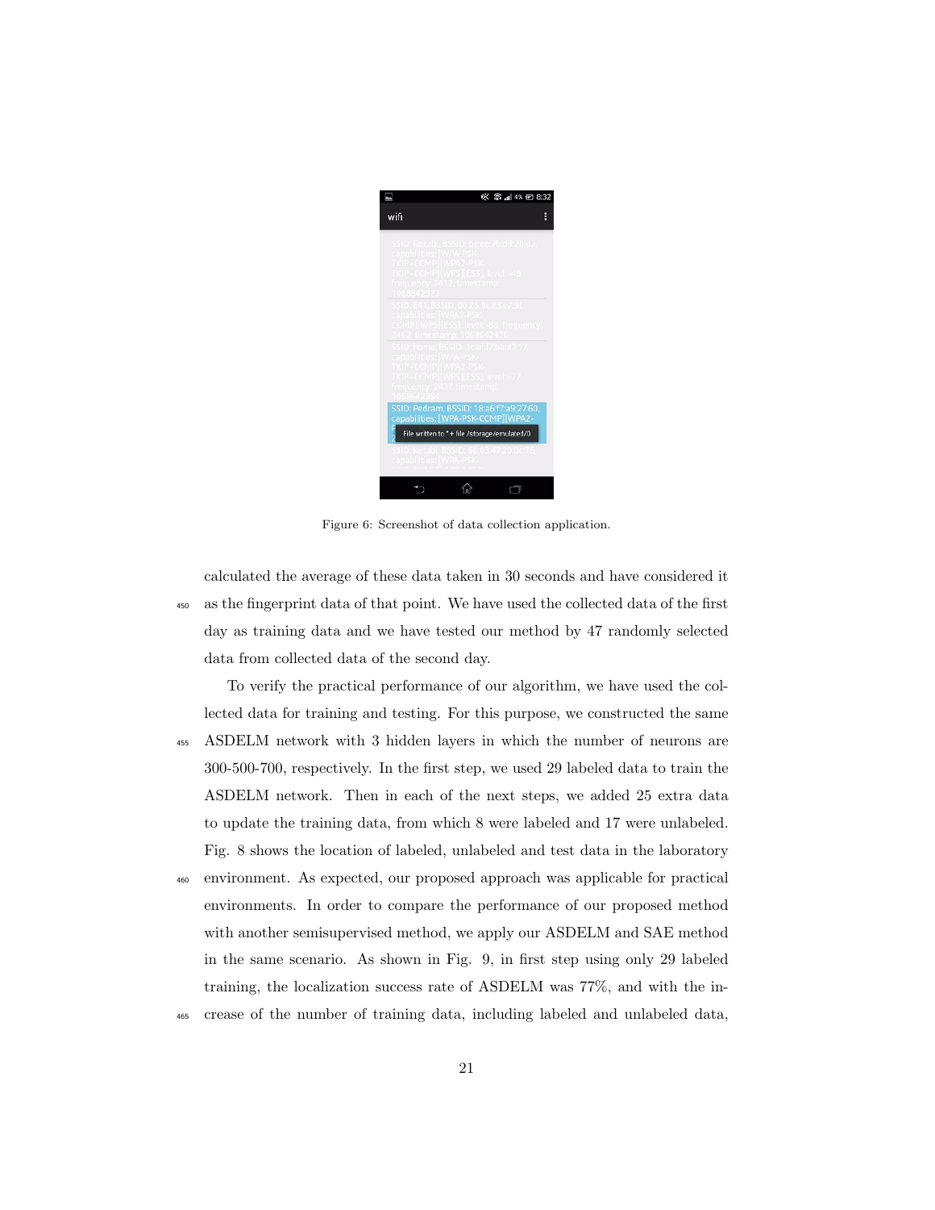Figure 6: Screenshot of data collection application.

calculated the average of these data taken in 30 seconds and have considered it as the fingerprint data of that point. We have used the collected data of the first day as training data and we have tested our method by 47 randomly selected data from collected data of the second day.

To verify the practical performance of our algorithm, we have used the collected data for training and testing. For this purpose, we constructed the same ASDELM network with 3 hidden layers in which the number of neurons are 300-500-700, respectively. In the first step, we used 29 labeled data to train the ASDELM network. Then in each of the next steps, we added 25 extra data to update the training data, from which 8 were labeled and 17 were unlabeled. Fig. 8 shows the location of labeled, unlabeled and test data in the laboratory environment. As expected, our proposed approach was applicable for practical environments. In order to compare the performance of our proposed method with another semisupervised method, we apply our ASDELM and SAE method in the same scenario. As shown in Fig. 9, in first step using only 29 labeled training, the localization success rate of ASDELM was 77%, and with the increase of the number of training data, including labeled and unlabeled data,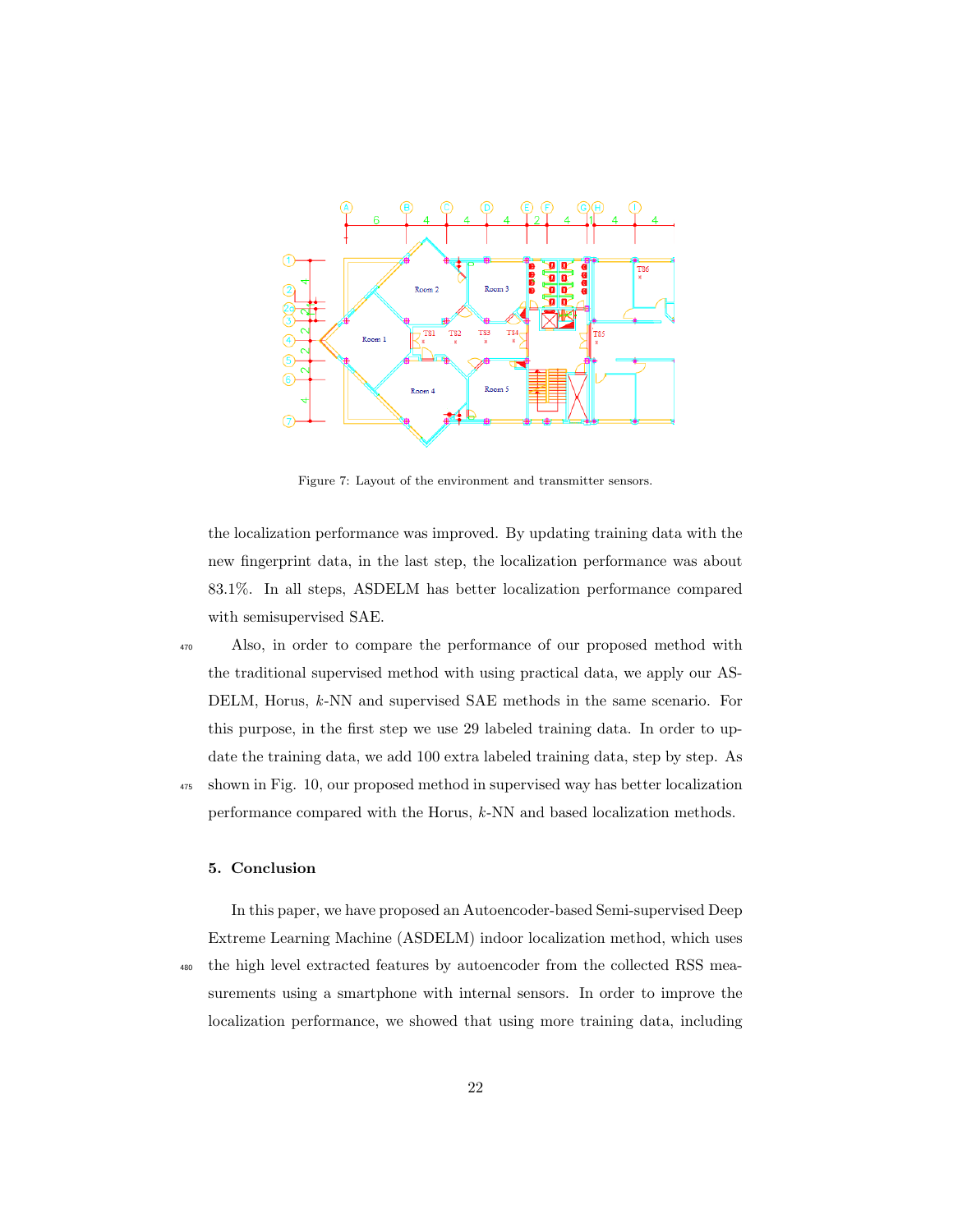Figure 7: Layout of the environment and transmitter sensors.

the localization performance was improved. By updating training data with the new fingerprint data, in the last step, the localization performance was about 83.1%. In all steps, ASDELM has better localization performance compared with semisupervised SAE.

Also, in order to compare the performance of our proposed method with the traditional supervised method with using practical data, we apply our ASDELM, Horus, $k$-NN and supervised SAE methods in the same scenario. For this purpose, in the first step we use 29 labeled training data. In order to update the training data, we add 100 extra labeled training data, step by step. As shown in Fig. 10, our proposed method in supervised way has better localization performance compared with the Horus, $k$-NN and based localization methods.

## 5. Conclusion

In this paper, we have proposed an Autoencoder-based Semi-supervised Deep Extreme Learning Machine (ASDELM) indoor localization method, which uses the high level extracted features by autoencoder from the collected RSS measurements using a smartphone with internal sensors. In order to improve the localization performance, we showed that using more training data, including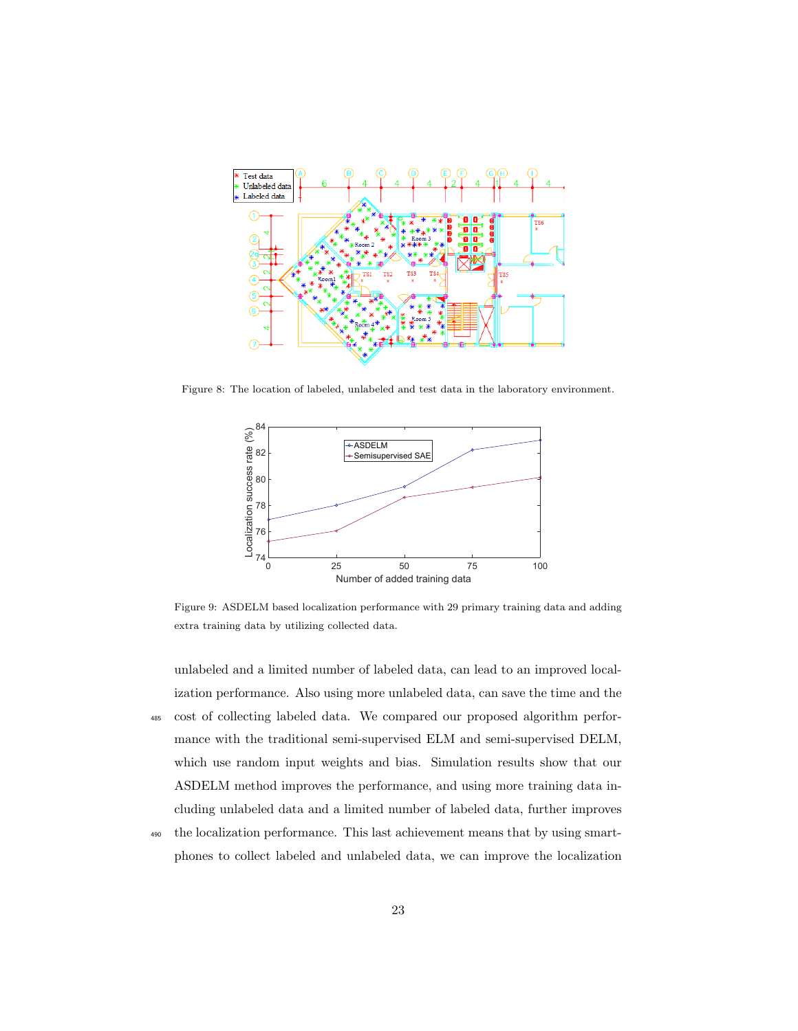Figure 8: The location of labeled, unlabeled and test data in the laboratory environment.

Figure 9: ASDELM based localization performance with 29 primary training data and adding extra training data by utilizing collected data.

unlabeled and a limited number of labeled data, can lead to an improved localization performance. Also using more unlabeled data, can save the time and the cost of collecting labeled data. We compared our proposed algorithm performance with the traditional semi-supervised ELM and semi-supervised DELM, which use random input weights and bias. Simulation results show that our ASDELM method improves the performance, and using more training data including unlabeled data and a limited number of labeled data, further improves the localization performance. This last achievement means that by using smartphones to collect labeled and unlabeled data, we can improve the localization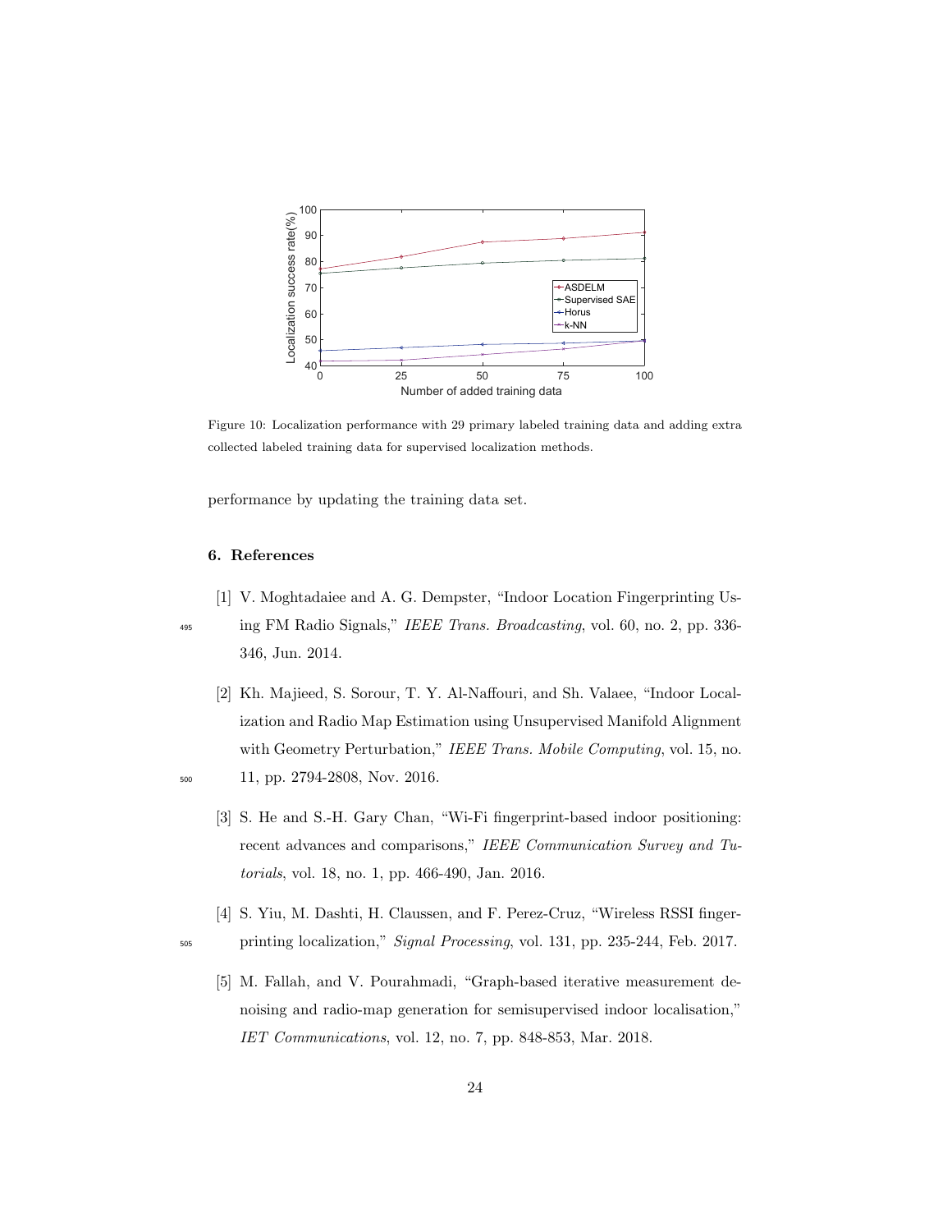Figure 10: Localization performance with 29 primary labeled training data and adding extra collected labeled training data for supervised localization methods.

performance by updating the training data set.

## 6. References

[1] V. Moghtadaiee and A. G. Dempster, "Indoor Location Fingerprinting Using FM Radio Signals," *IEEE Trans. Broadcasting*, vol. 60, no. 2, pp. 336-346, Jun. 2014.

[2] Kh. Majieed, S. Sorour, T. Y. Al-Naffouri, and Sh. Valaee, "Indoor Localization and Radio Map Estimation using Unsupervised Manifold Alignment with Geometry Perturbation," *IEEE Trans. Mobile Computing*, vol. 15, no. 11, pp. 2794-2808, Nov. 2016.

[3] S. He and S.-H. Gary Chan, "Wi-Fi fingerprint-based indoor positioning: recent advances and comparisons," *IEEE Communication Survey and Tutorials*, vol. 18, no. 1, pp. 466-490, Jan. 2016.

[4] S. Yiu, M. Dashti, H. Claussen, and F. Perez-Cruz, "Wireless RSSI fingerprinting localization," *Signal Processing*, vol. 131, pp. 235-244, Feb. 2017.

[5] M. Fallah, and V. Pourahmadi, "Graph-based iterative measurement denoising and radio-map generation for semisupervised indoor localisation," *IET Communications*, vol. 12, no. 7, pp. 848-853, Mar. 2018.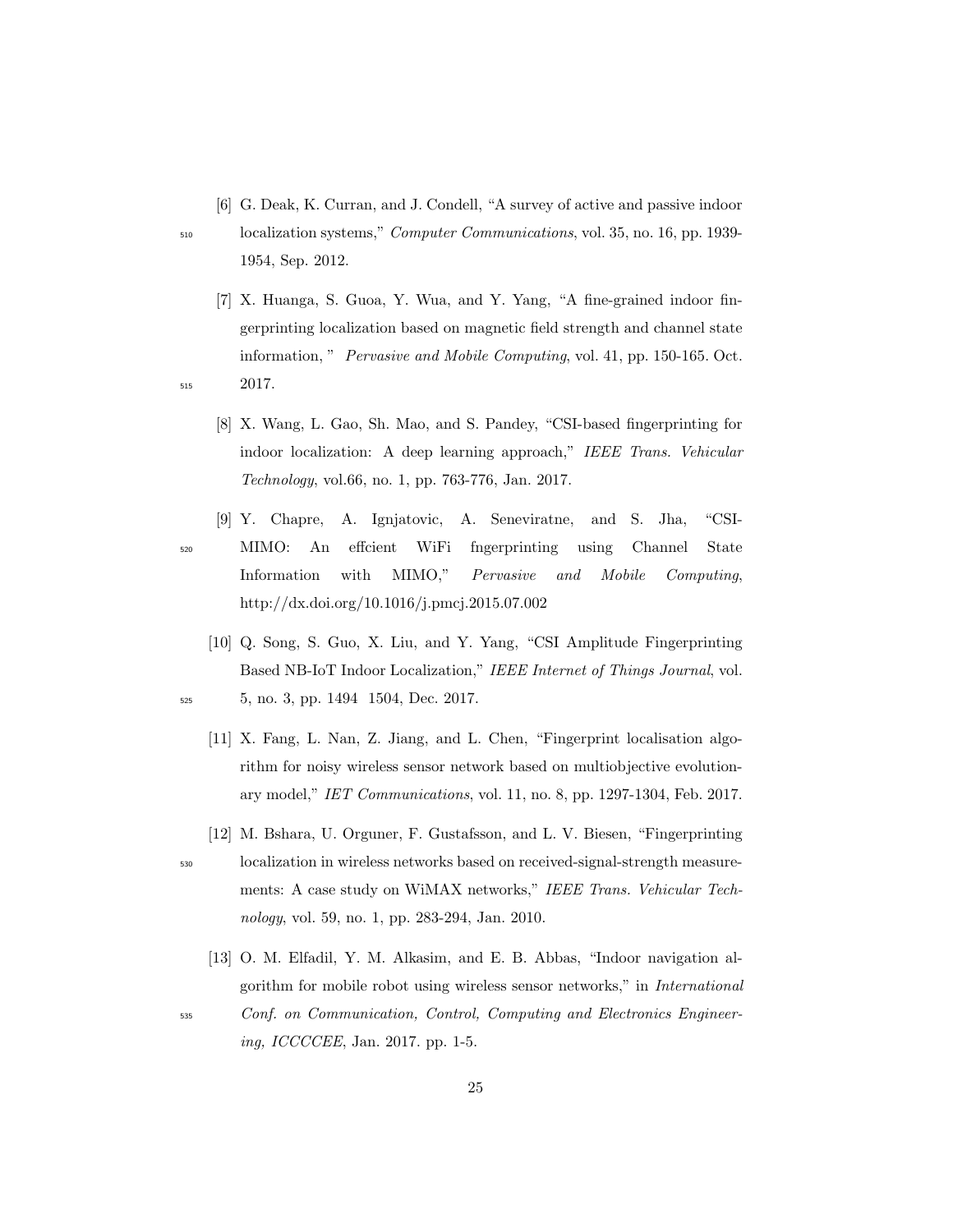[6] G. Deak, K. Curran, and J. Condell, "A survey of active and passive indoor localization systems," *Computer Communications*, vol. 35, no. 16, pp. 1939-1954, Sep. 2012.

[7] X. Huanga, S. Guoa, Y. Wua, and Y. Yang, "A fine-grained indoor fingerprinting localization based on magnetic field strength and channel state information, " *Pervasive and Mobile Computing*, vol. 41, pp. 150-165. Oct. 2017.

[8] X. Wang, L. Gao, Sh. Mao, and S. Pandey, "CSI-based fingerprinting for indoor localization: A deep learning approach," *IEEE Trans. Vehicular Technology*, vol.66, no. 1, pp. 763-776, Jan. 2017.

[9] Y. Chapre, A. Ignjatovic, A. Seneviratne, and S. Jha, "CSI-MIMO: An effcient WiFi fngerprinting using Channel State Information with MIMO," *Pervasive and Mobile Computing*, http://dx.doi.org/10.1016/j.pmcj.2015.07.002

[10] Q. Song, S. Guo, X. Liu, and Y. Yang, "CSI Amplitude Fingerprinting Based NB-IoT Indoor Localization," *IEEE Internet of Things Journal*, vol. 5, no. 3, pp. 1494 1504, Dec. 2017.

[11] X. Fang, L. Nan, Z. Jiang, and L. Chen, "Fingerprint localisation algorithm for noisy wireless sensor network based on multiobjective evolutionary model," *IET Communications*, vol. 11, no. 8, pp. 1297-1304, Feb. 2017.

[12] M. Bshara, U. Orguner, F. Gustafsson, and L. V. Biesen, "Fingerprinting localization in wireless networks based on received-signal-strength measurements: A case study on WiMAX networks," *IEEE Trans. Vehicular Technology*, vol. 59, no. 1, pp. 283-294, Jan. 2010.

[13] O. M. Elfadil, Y. M. Alkasim, and E. B. Abbas, "Indoor navigation algorithm for mobile robot using wireless sensor networks," in *International Conf. on Communication, Control, Computing and Electronics Engineering, ICCCCEE*, Jan. 2017. pp. 1-5.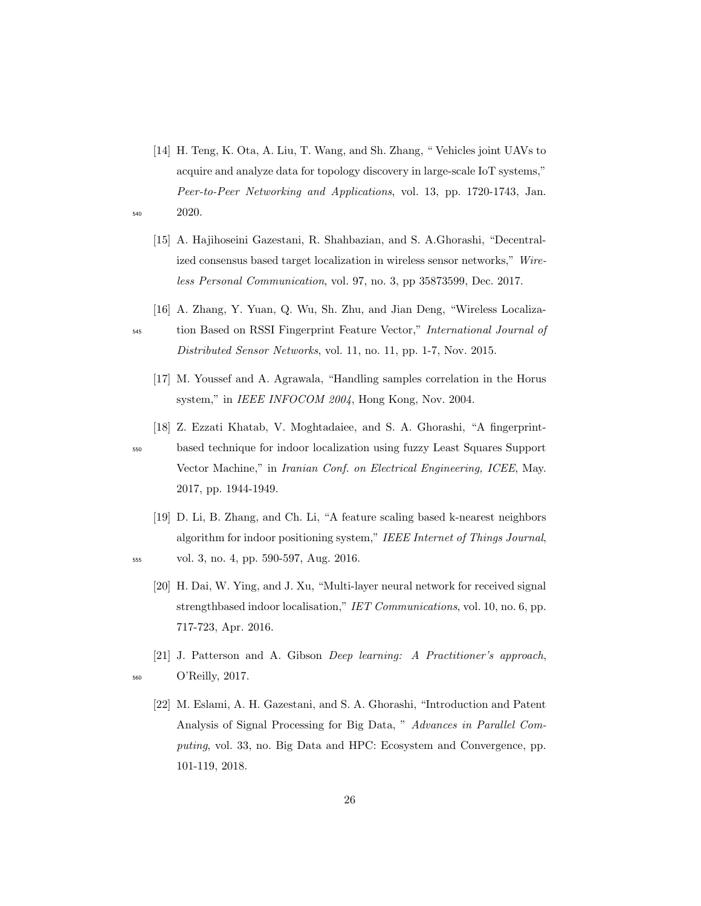[14] H. Teng, K. Ota, A. Liu, T. Wang, and Sh. Zhang, " Vehicles joint UAVs to acquire and analyze data for topology discovery in large-scale IoT systems," *Peer-to-Peer Networking and Applications*, vol. 13, pp. 1720-1743, Jan. 2020.

[15] A. Hajihoseini Gazestani, R. Shahbazian, and S. A.Ghorashi, "Decentralized consensus based target localization in wireless sensor networks," *Wireless Personal Communication*, vol. 97, no. 3, pp 35873599, Dec. 2017.

[16] A. Zhang, Y. Yuan, Q. Wu, Sh. Zhu, and Jian Deng, "Wireless Localization Based on RSSI Fingerprint Feature Vector," *International Journal of Distributed Sensor Networks*, vol. 11, no. 11, pp. 1-7, Nov. 2015.

[17] M. Youssef and A. Agrawala, "Handling samples correlation in the Horus system," in *IEEE INFOCOM 2004*, Hong Kong, Nov. 2004.

[18] Z. Ezzati Khatab, V. Moghtadaiee, and S. A. Ghorashi, "A fingerprint-based technique for indoor localization using fuzzy Least Squares Support Vector Machine," in *Iranian Conf. on Electrical Engineering, ICEE*, May. 2017, pp. 1944-1949.

[19] D. Li, B. Zhang, and Ch. Li, "A feature scaling based k-nearest neighbors algorithm for indoor positioning system," *IEEE Internet of Things Journal*, vol. 3, no. 4, pp. 590-597, Aug. 2016.

[20] H. Dai, W. Ying, and J. Xu, "Multi-layer neural network for received signal strengthbased indoor localisation," *IET Communications*, vol. 10, no. 6, pp. 717-723, Apr. 2016.

[21] J. Patterson and A. Gibson *Deep learning: A Practitioner's approach*, O'Reilly, 2017.

[22] M. Eslami, A. H. Gazestani, and S. A. Ghorashi, "Introduction and Patent Analysis of Signal Processing for Big Data, " *Advances in Parallel Computing*, vol. 33, no. Big Data and HPC: Ecosystem and Convergence, pp. 101-119, 2018.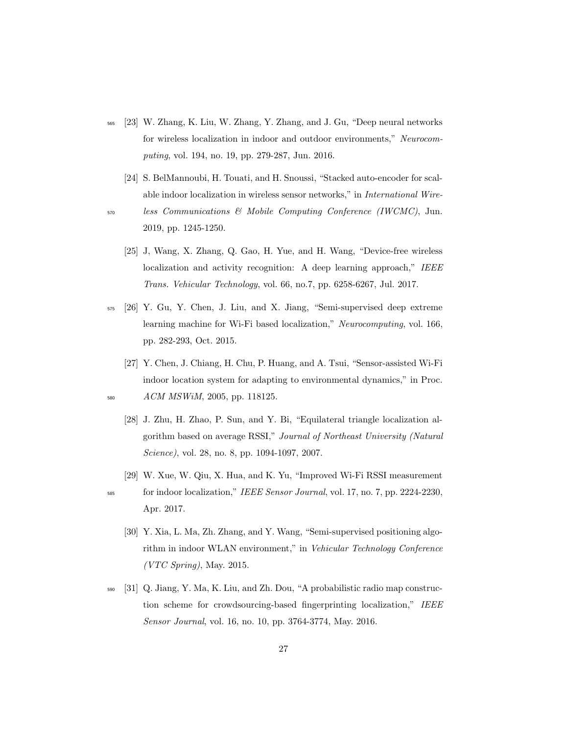[23] W. Zhang, K. Liu, W. Zhang, Y. Zhang, and J. Gu, "Deep neural networks for wireless localization in indoor and outdoor environments," *Neurocomputing*, vol. 194, no. 19, pp. 279-287, Jun. 2016.

[24] S. BelMannoubi, H. Touati, and H. Snoussi, "Stacked auto-encoder for scalable indoor localization in wireless sensor networks," in *International Wireless Communications & Mobile Computing Conference (IWCMC)*, Jun. 2019, pp. 1245-1250.

[25] J, Wang, X. Zhang, Q. Gao, H. Yue, and H. Wang, "Device-free wireless localization and activity recognition: A deep learning approach," *IEEE Trans. Vehicular Technology*, vol. 66, no.7, pp. 6258-6267, Jul. 2017.

[26] Y. Gu, Y. Chen, J. Liu, and X. Jiang, "Semi-supervised deep extreme learning machine for Wi-Fi based localization," *Neurocomputing*, vol. 166, pp. 282-293, Oct. 2015.

[27] Y. Chen, J. Chiang, H. Chu, P. Huang, and A. Tsui, "Sensor-assisted Wi-Fi indoor location system for adapting to environmental dynamics," in Proc. *ACM MSWiM*, 2005, pp. 118125.

[28] J. Zhu, H. Zhao, P. Sun, and Y. Bi, "Equilateral triangle localization algorithm based on average RSSI," *Journal of Northeast University (Natural Science)*, vol. 28, no. 8, pp. 1094-1097, 2007.

[29] W. Xue, W. Qiu, X. Hua, and K. Yu, "Improved Wi-Fi RSSI measurement for indoor localization," *IEEE Sensor Journal*, vol. 17, no. 7, pp. 2224-2230, Apr. 2017.

[30] Y. Xia, L. Ma, Zh. Zhang, and Y. Wang, "Semi-supervised positioning algorithm in indoor WLAN environment," in *Vehicular Technology Conference (VTC Spring)*, May. 2015.

[31] Q. Jiang, Y. Ma, K. Liu, and Zh. Dou, "A probabilistic radio map construction scheme for crowdsourcing-based fingerprinting localization," *IEEE Sensor Journal*, vol. 16, no. 10, pp. 3764-3774, May. 2016.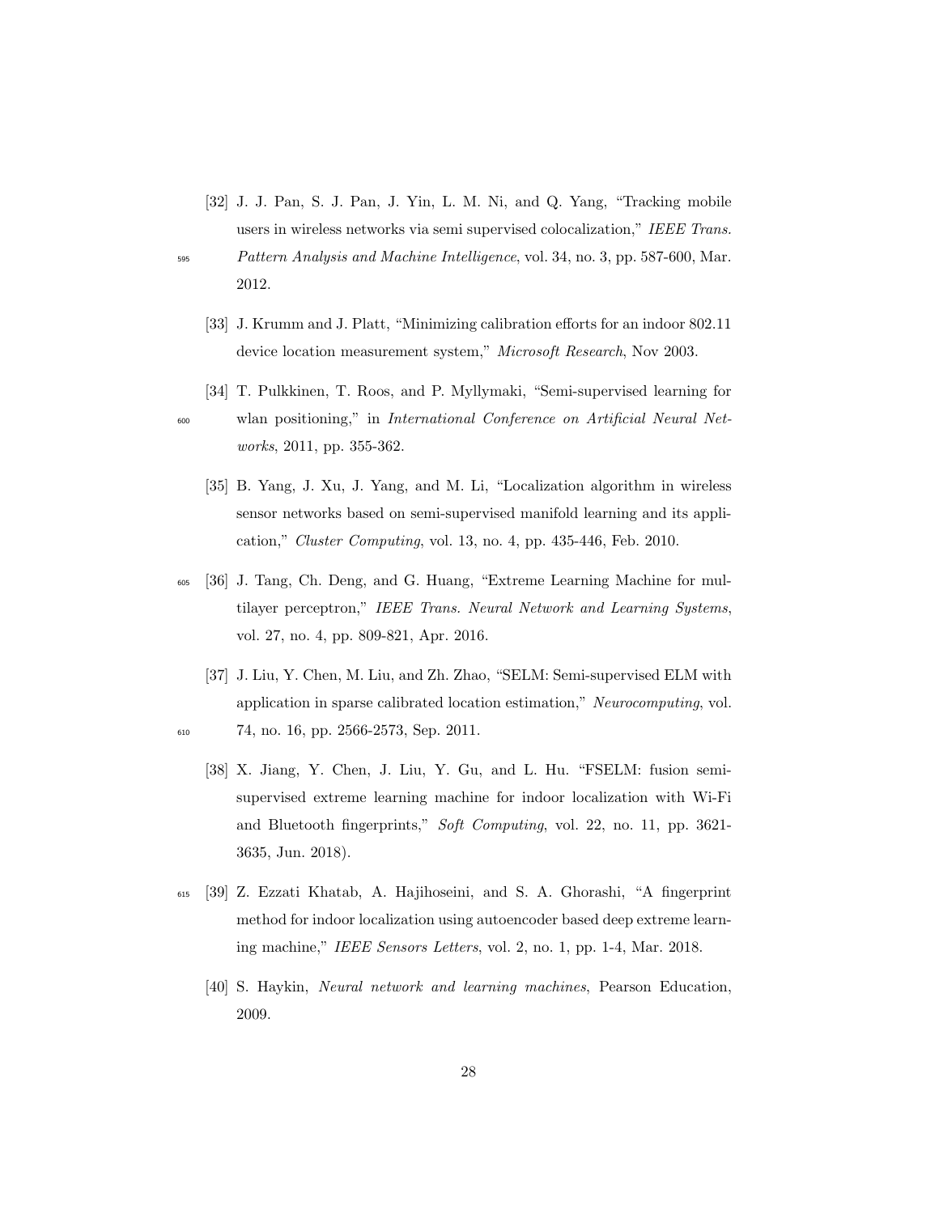[32] J. J. Pan, S. J. Pan, J. Yin, L. M. Ni, and Q. Yang, "Tracking mobile users in wireless networks via semi supervised colocalization," *IEEE Trans. Pattern Analysis and Machine Intelligence*, vol. 34, no. 3, pp. 587-600, Mar. 2012.

[33] J. Krumm and J. Platt, "Minimizing calibration efforts for an indoor 802.11 device location measurement system," *Microsoft Research*, Nov 2003.

[34] T. Pulkkinen, T. Roos, and P. Myllymaki, "Semi-supervised learning for wlan positioning," in *International Conference on Artificial Neural Networks*, 2011, pp. 355-362.

[35] B. Yang, J. Xu, J. Yang, and M. Li, "Localization algorithm in wireless sensor networks based on semi-supervised manifold learning and its application," *Cluster Computing*, vol. 13, no. 4, pp. 435-446, Feb. 2010.

[36] J. Tang, Ch. Deng, and G. Huang, "Extreme Learning Machine for multilayer perceptron," *IEEE Trans. Neural Network and Learning Systems*, vol. 27, no. 4, pp. 809-821, Apr. 2016.

[37] J. Liu, Y. Chen, M. Liu, and Zh. Zhao, "SELM: Semi-supervised ELM with application in sparse calibrated location estimation," *Neurocomputing*, vol. 74, no. 16, pp. 2566-2573, Sep. 2011.

[38] X. Jiang, Y. Chen, J. Liu, Y. Gu, and L. Hu. "FSELM: fusion semi-supervised extreme learning machine for indoor localization with Wi-Fi and Bluetooth fingerprints," *Soft Computing*, vol. 22, no. 11, pp. 3621-3635, Jun. 2018).

[39] Z. Ezzati Khatab, A. Hajihoseini, and S. A. Ghorashi, "A fingerprint method for indoor localization using autoencoder based deep extreme learning machine," *IEEE Sensors Letters*, vol. 2, no. 1, pp. 1-4, Mar. 2018.

[40] S. Haykin, *Neural network and learning machines*, Pearson Education, 2009.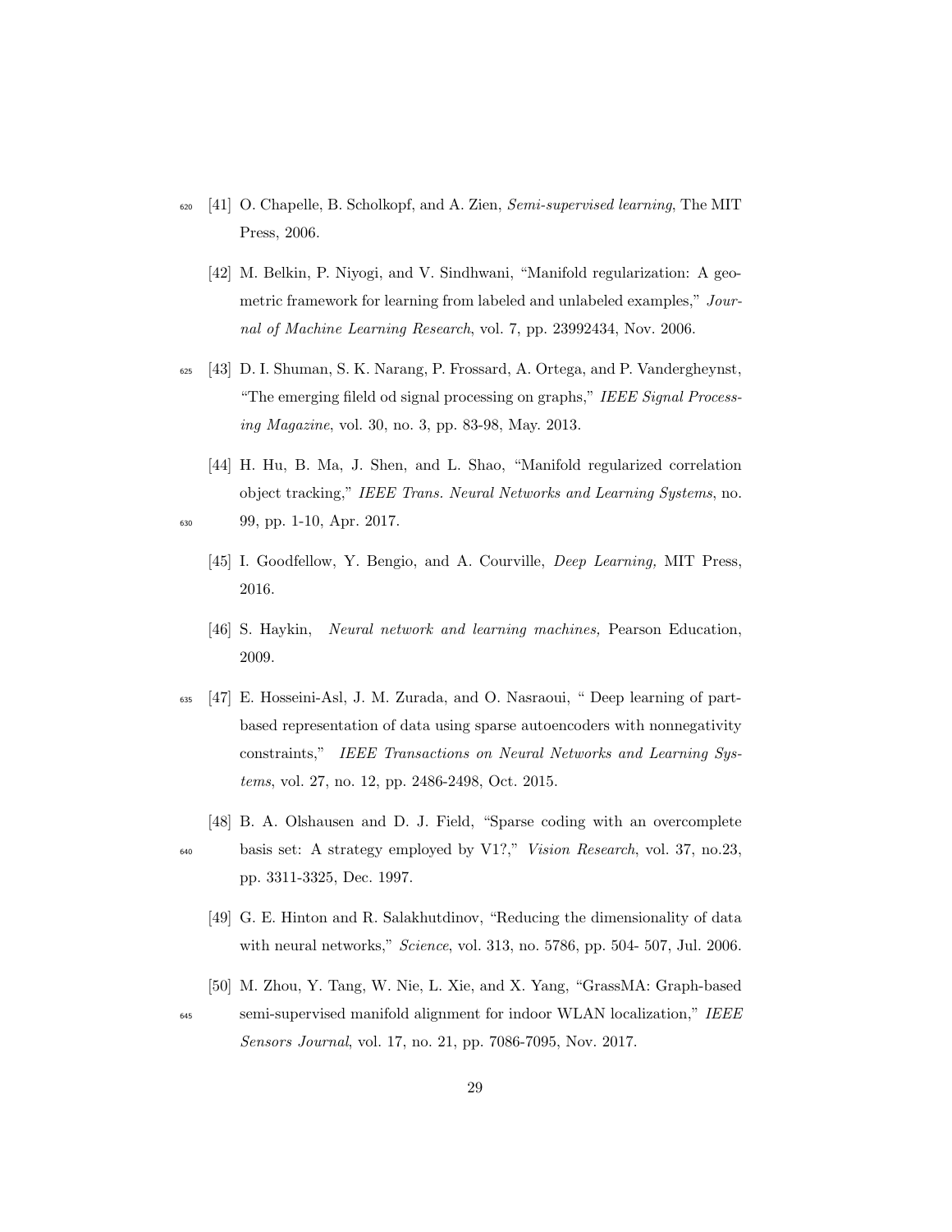[41] O. Chapelle, B. Scholkopf, and A. Zien, *Semi-supervised learning*, The MIT Press, 2006.

[42] M. Belkin, P. Niyogi, and V. Sindhwani, "Manifold regularization: A geometric framework for learning from labeled and unlabeled examples," *Journal of Machine Learning Research*, vol. 7, pp. 23992434, Nov. 2006.

[43] D. I. Shuman, S. K. Narang, P. Frossard, A. Ortega, and P. Vandergheynst, "The emerging fileld od signal processing on graphs," *IEEE Signal Processing Magazine*, vol. 30, no. 3, pp. 83-98, May. 2013.

[44] H. Hu, B. Ma, J. Shen, and L. Shao, "Manifold regularized correlation object tracking," *IEEE Trans. Neural Networks and Learning Systems*, no. 99, pp. 1-10, Apr. 2017.

[45] I. Goodfellow, Y. Bengio, and A. Courville, *Deep Learning,* MIT Press, 2016.

[46] S. Haykin, *Neural network and learning machines,* Pearson Education, 2009.

[47] E. Hosseini-Asl, J. M. Zurada, and O. Nasraoui, " Deep learning of part-based representation of data using sparse autoencoders with nonnegativity constraints," *IEEE Transactions on Neural Networks and Learning Systems*, vol. 27, no. 12, pp. 2486-2498, Oct. 2015.

[48] B. A. Olshausen and D. J. Field, "Sparse coding with an overcomplete basis set: A strategy employed by V1?," *Vision Research*, vol. 37, no.23, pp. 3311-3325, Dec. 1997.

[49] G. E. Hinton and R. Salakhutdinov, "Reducing the dimensionality of data with neural networks," *Science*, vol. 313, no. 5786, pp. 504- 507, Jul. 2006.

[50] M. Zhou, Y. Tang, W. Nie, L. Xie, and X. Yang, "GrassMA: Graph-based semi-supervised manifold alignment for indoor WLAN localization," *IEEE Sensors Journal*, vol. 17, no. 21, pp. 7086-7095, Nov. 2017.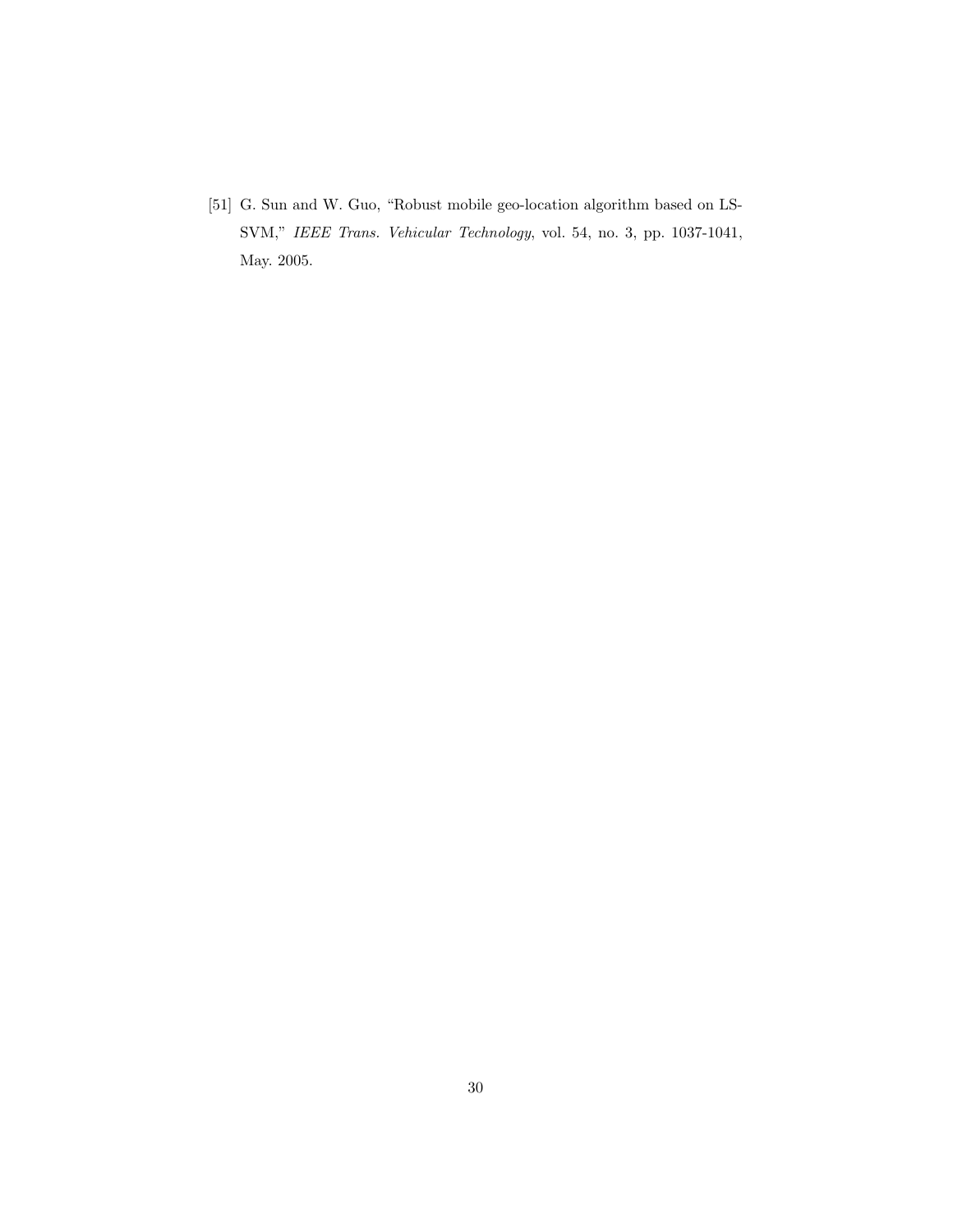[51] G. Sun and W. Guo, "Robust mobile geo-location algorithm based on LS-SVM," *IEEE Trans. Vehicular Technology*, vol. 54, no. 3, pp. 1037-1041, May. 2005.